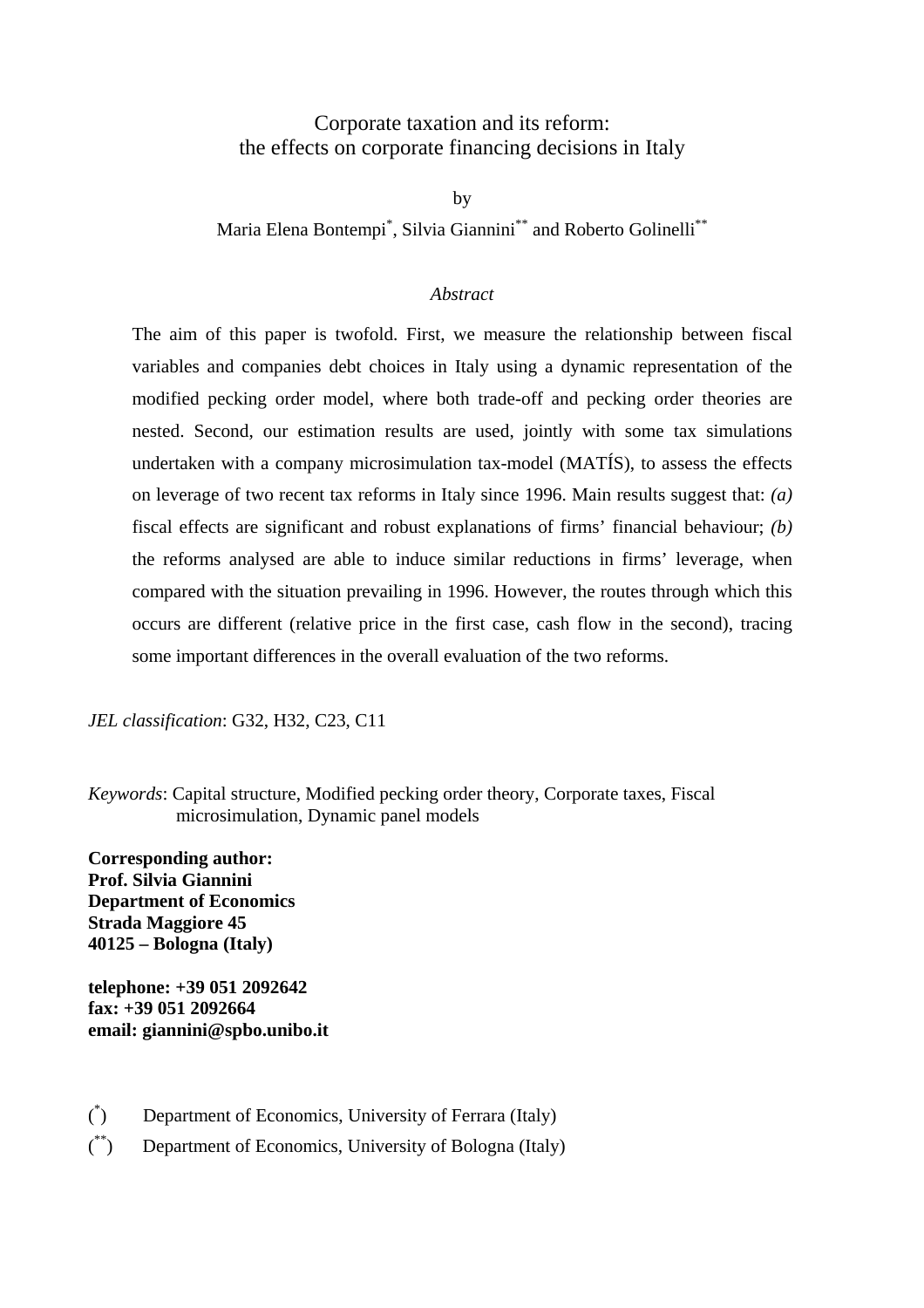# Corporate taxation and its reform: the effects on corporate financing decisions in Italy

by

Maria Elena Bontempi[*], Silvia Giannini[**] and Roberto Golinelli[**]

*Abstract*

The aim of this paper is twofold. First, we measure the relationship between fiscal variables and companies debt choices in Italy using a dynamic representation of the modified pecking order model, where both trade-off and pecking order theories are nested. Second, our estimation results are used, jointly with some tax simulations undertaken with a company microsimulation tax-model (MATÍS), to assess the effects on leverage of two recent tax reforms in Italy since 1996. Main results suggest that: *(a)* fiscal effects are significant and robust explanations of firms' financial behaviour; *(b)* the reforms analysed are able to induce similar reductions in firms' leverage, when compared with the situation prevailing in 1996. However, the routes through which this occurs are different (relative price in the first case, cash flow in the second), tracing some important differences in the overall evaluation of the two reforms.

*JEL classification*: G32, H32, C23, C11

*Keywords*: Capital structure, Modified pecking order theory, Corporate taxes, Fiscal microsimulation, Dynamic panel models

**Corresponding author:**
**Prof. Silvia Giannini**
**Department of Economics**
**Strada Maggiore 45**
**40125 – Bologna (Italy)**

**telephone: +39 051 2092642**
**fax: +39 051 2092664**
**email: giannini@spbo.unibo.it**

([*]) Department of Economics, University of Ferrara (Italy)

([**]) Department of Economics, University of Bologna (Italy)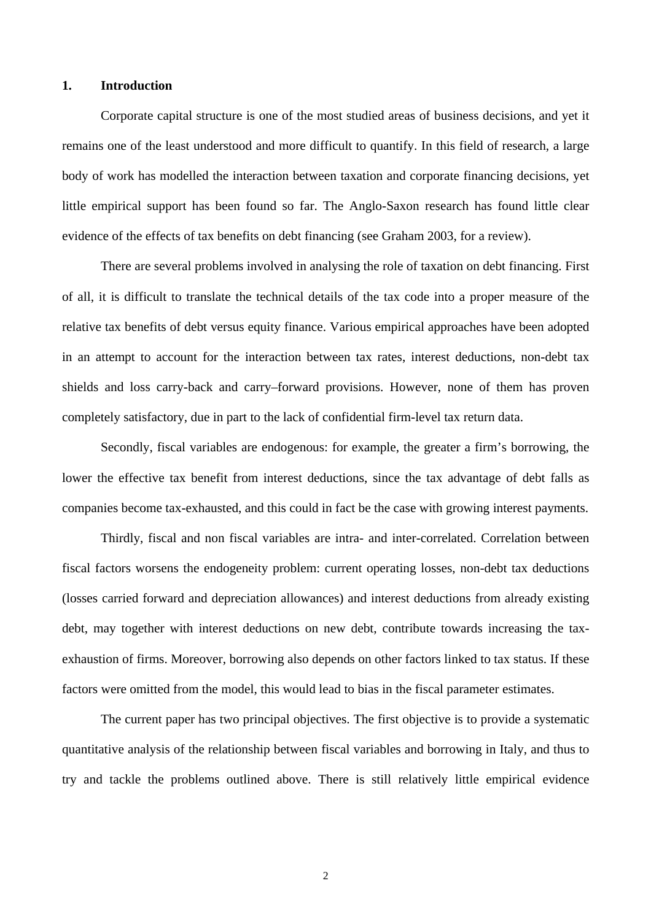## 1. Introduction

Corporate capital structure is one of the most studied areas of business decisions, and yet it remains one of the least understood and more difficult to quantify. In this field of research, a large body of work has modelled the interaction between taxation and corporate financing decisions, yet little empirical support has been found so far. The Anglo-Saxon research has found little clear evidence of the effects of tax benefits on debt financing (see Graham 2003, for a review).

There are several problems involved in analysing the role of taxation on debt financing. First of all, it is difficult to translate the technical details of the tax code into a proper measure of the relative tax benefits of debt versus equity finance. Various empirical approaches have been adopted in an attempt to account for the interaction between tax rates, interest deductions, non-debt tax shields and loss carry-back and carry–forward provisions. However, none of them has proven completely satisfactory, due in part to the lack of confidential firm-level tax return data.

Secondly, fiscal variables are endogenous: for example, the greater a firm's borrowing, the lower the effective tax benefit from interest deductions, since the tax advantage of debt falls as companies become tax-exhausted, and this could in fact be the case with growing interest payments.

Thirdly, fiscal and non fiscal variables are intra- and inter-correlated. Correlation between fiscal factors worsens the endogeneity problem: current operating losses, non-debt tax deductions (losses carried forward and depreciation allowances) and interest deductions from already existing debt, may together with interest deductions on new debt, contribute towards increasing the tax-exhaustion of firms. Moreover, borrowing also depends on other factors linked to tax status. If these factors were omitted from the model, this would lead to bias in the fiscal parameter estimates.

The current paper has two principal objectives. The first objective is to provide a systematic quantitative analysis of the relationship between fiscal variables and borrowing in Italy, and thus to try and tackle the problems outlined above. There is still relatively little empirical evidence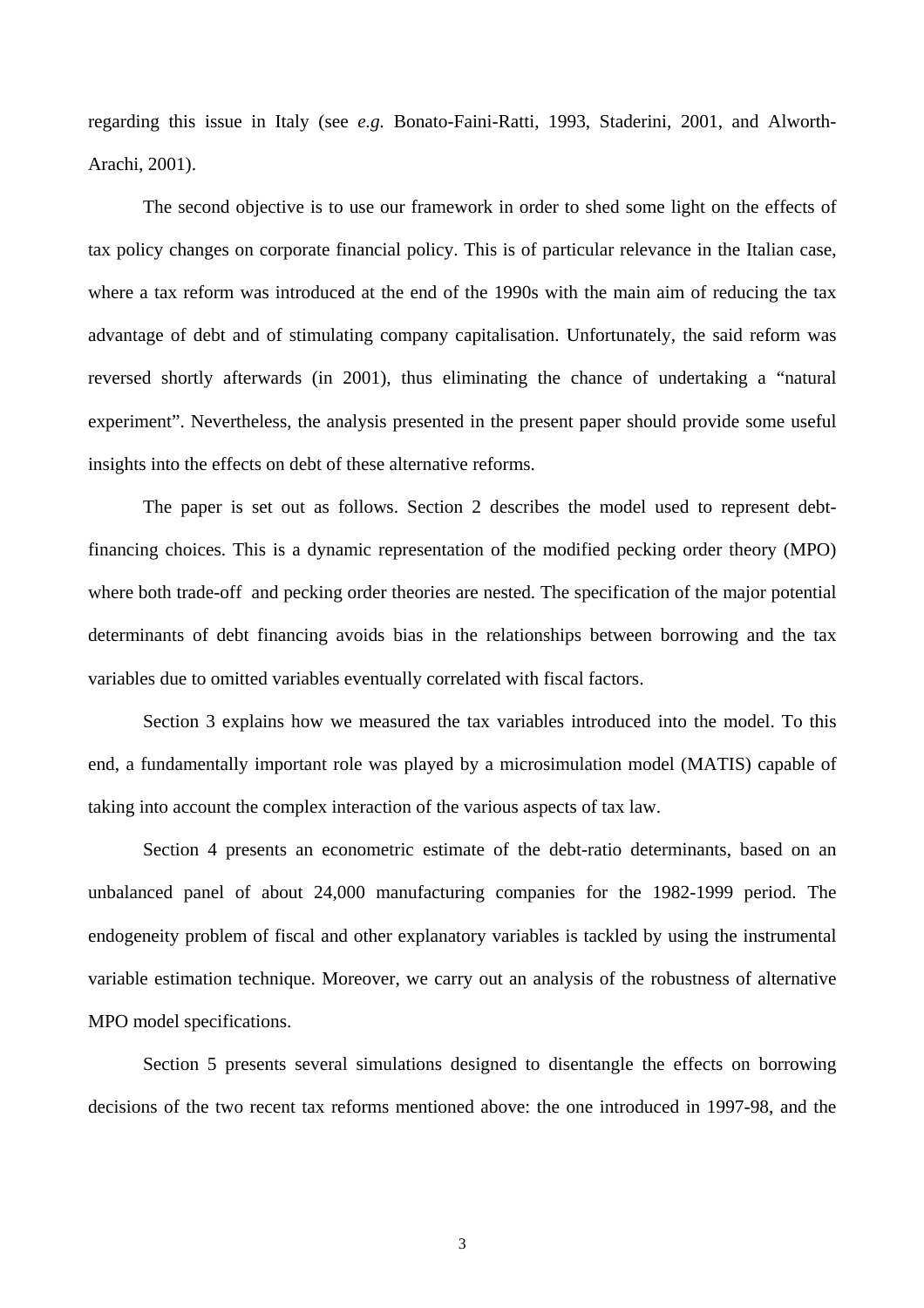regarding this issue in Italy (see *e.g.* Bonato-Faini-Ratti, 1993, Staderini, 2001, and Alworth-Arachi, 2001).

The second objective is to use our framework in order to shed some light on the effects of tax policy changes on corporate financial policy. This is of particular relevance in the Italian case, where a tax reform was introduced at the end of the 1990s with the main aim of reducing the tax advantage of debt and of stimulating company capitalisation. Unfortunately, the said reform was reversed shortly afterwards (in 2001), thus eliminating the chance of undertaking a "natural experiment". Nevertheless, the analysis presented in the present paper should provide some useful insights into the effects on debt of these alternative reforms.

The paper is set out as follows. Section 2 describes the model used to represent debt-financing choices. This is a dynamic representation of the modified pecking order theory (MPO) where both trade-off and pecking order theories are nested. The specification of the major potential determinants of debt financing avoids bias in the relationships between borrowing and the tax variables due to omitted variables eventually correlated with fiscal factors.

Section 3 explains how we measured the tax variables introduced into the model. To this end, a fundamentally important role was played by a microsimulation model (MATIS) capable of taking into account the complex interaction of the various aspects of tax law.

Section 4 presents an econometric estimate of the debt-ratio determinants, based on an unbalanced panel of about 24,000 manufacturing companies for the 1982-1999 period. The endogeneity problem of fiscal and other explanatory variables is tackled by using the instrumental variable estimation technique. Moreover, we carry out an analysis of the robustness of alternative MPO model specifications.

Section 5 presents several simulations designed to disentangle the effects on borrowing decisions of the two recent tax reforms mentioned above: the one introduced in 1997-98, and the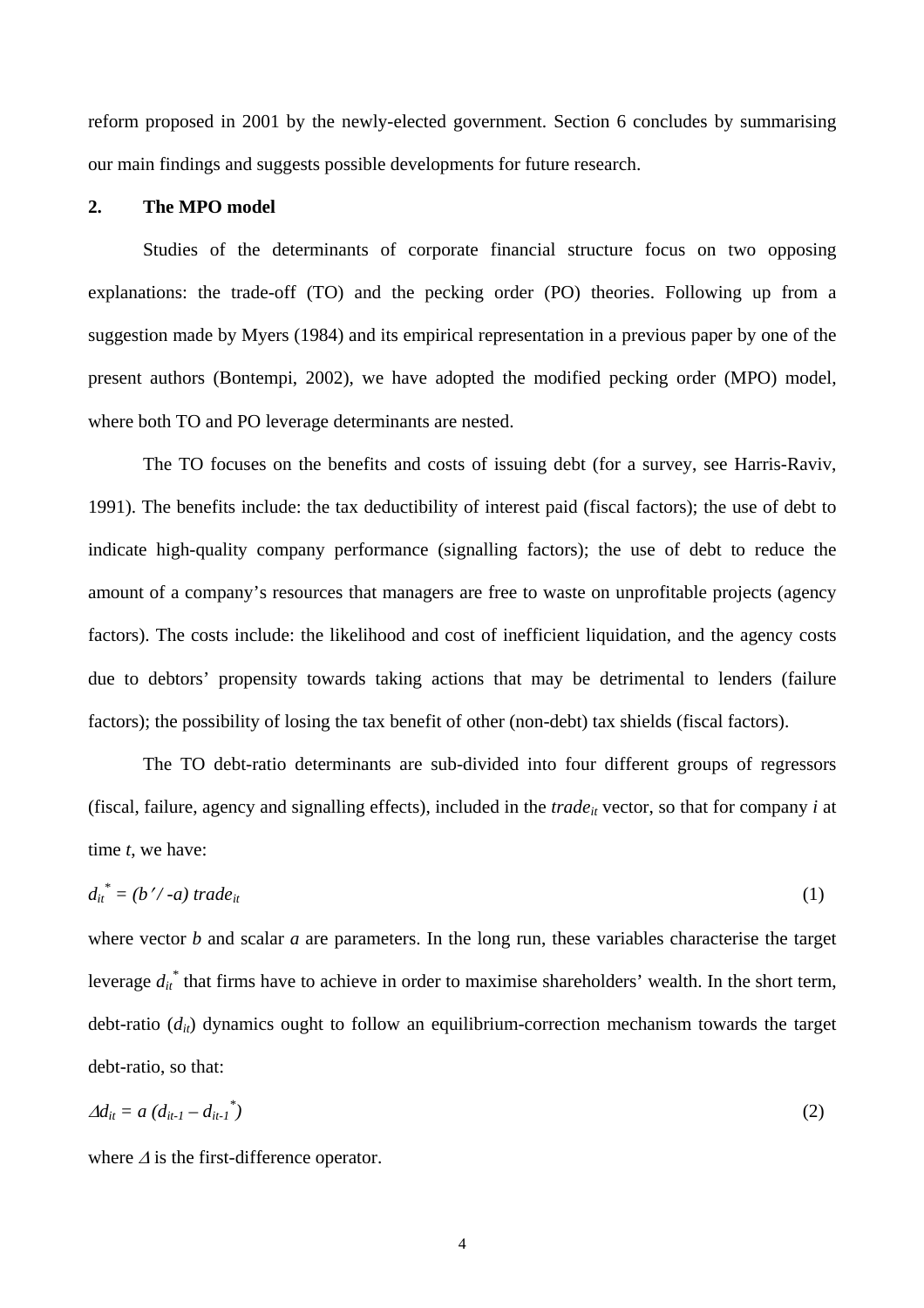reform proposed in 2001 by the newly-elected government. Section 6 concludes by summarising our main findings and suggests possible developments for future research.

## 2. The MPO model

Studies of the determinants of corporate financial structure focus on two opposing explanations: the trade-off (TO) and the pecking order (PO) theories. Following up from a suggestion made by Myers (1984) and its empirical representation in a previous paper by one of the present authors (Bontempi, 2002), we have adopted the modified pecking order (MPO) model, where both TO and PO leverage determinants are nested.

The TO focuses on the benefits and costs of issuing debt (for a survey, see Harris-Raviv, 1991). The benefits include: the tax deductibility of interest paid (fiscal factors); the use of debt to indicate high-quality company performance (signalling factors); the use of debt to reduce the amount of a company's resources that managers are free to waste on unprofitable projects (agency factors). The costs include: the likelihood and cost of inefficient liquidation, and the agency costs due to debtors' propensity towards taking actions that may be detrimental to lenders (failure factors); the possibility of losing the tax benefit of other (non-debt) tax shields (fiscal factors).

The TO debt-ratio determinants are sub-divided into four different groups of regressors (fiscal, failure, agency and signalling effects), included in the $trade_{it}$ vector, so that for company $i$ at time $t$, we have:

$$d_{it}^{*} = (b' / -a)\, trade_{it} \tag{1}$$

where vector $b$ and scalar $a$ are parameters. In the long run, these variables characterise the target leverage $d_{it}^{*}$ that firms have to achieve in order to maximise shareholders' wealth. In the short term, debt-ratio ($d_{it}$) dynamics ought to follow an equilibrium-correction mechanism towards the target debt-ratio, so that:

$$\Delta d_{it} = a\,(d_{it-1} - d_{it-1}^{*}) \tag{2}$$

where $\Delta$ is the first-difference operator.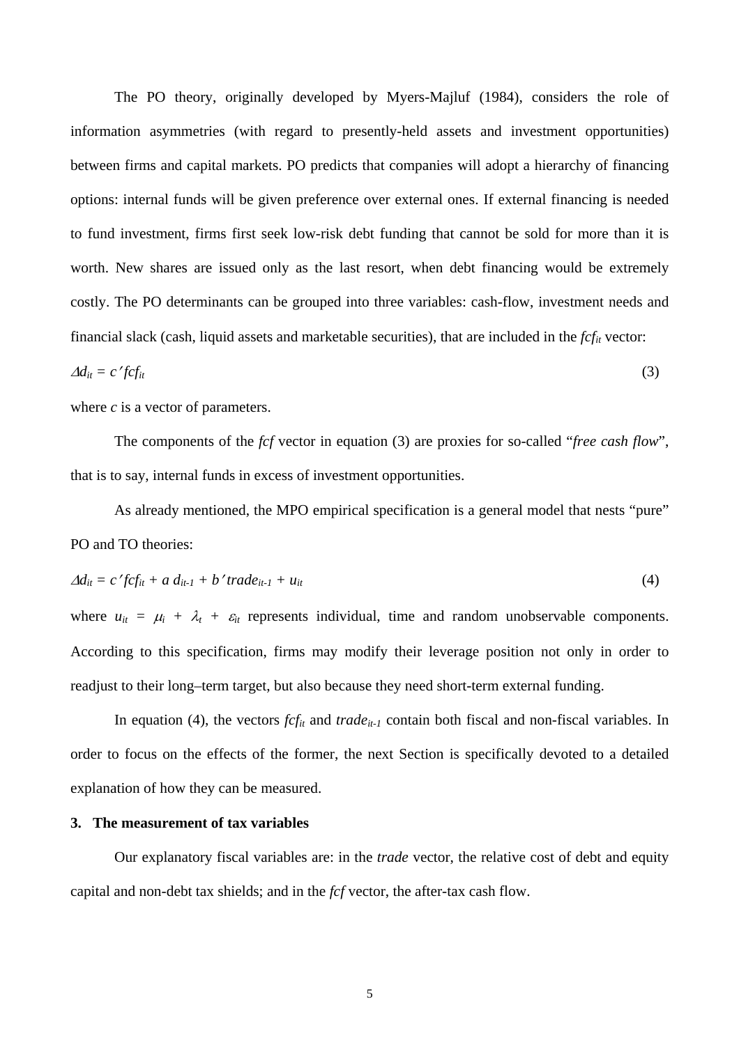The PO theory, originally developed by Myers-Majluf (1984), considers the role of information asymmetries (with regard to presently-held assets and investment opportunities) between firms and capital markets. PO predicts that companies will adopt a hierarchy of financing options: internal funds will be given preference over external ones. If external financing is needed to fund investment, firms first seek low-risk debt funding that cannot be sold for more than it is worth. New shares are issued only as the last resort, when debt financing would be extremely costly. The PO determinants can be grouped into three variables: cash-flow, investment needs and financial slack (cash, liquid assets and marketable securities), that are included in the $fcf_{it}$ vector:

$$\Delta d_{it} = c' fcf_{it} \tag{3}$$

where $c$ is a vector of parameters.

The components of the $fcf$ vector in equation (3) are proxies for so-called "*free cash flow*", that is to say, internal funds in excess of investment opportunities.

As already mentioned, the MPO empirical specification is a general model that nests "pure" PO and TO theories:

$$\Delta d_{it} = c' fcf_{it} + a\, d_{it-1} + b' trade_{it-1} + u_{it} \tag{4}$$

where $u_{it} = \mu_i + \lambda_t + \varepsilon_{it}$ represents individual, time and random unobservable components. According to this specification, firms may modify their leverage position not only in order to readjust to their long–term target, but also because they need short-term external funding.

In equation (4), the vectors $fcf_{it}$ and $trade_{it-1}$ contain both fiscal and non-fiscal variables. In order to focus on the effects of the former, the next Section is specifically devoted to a detailed explanation of how they can be measured.

## 3. The measurement of tax variables

Our explanatory fiscal variables are: in the *trade* vector, the relative cost of debt and equity capital and non-debt tax shields; and in the *fcf* vector, the after-tax cash flow.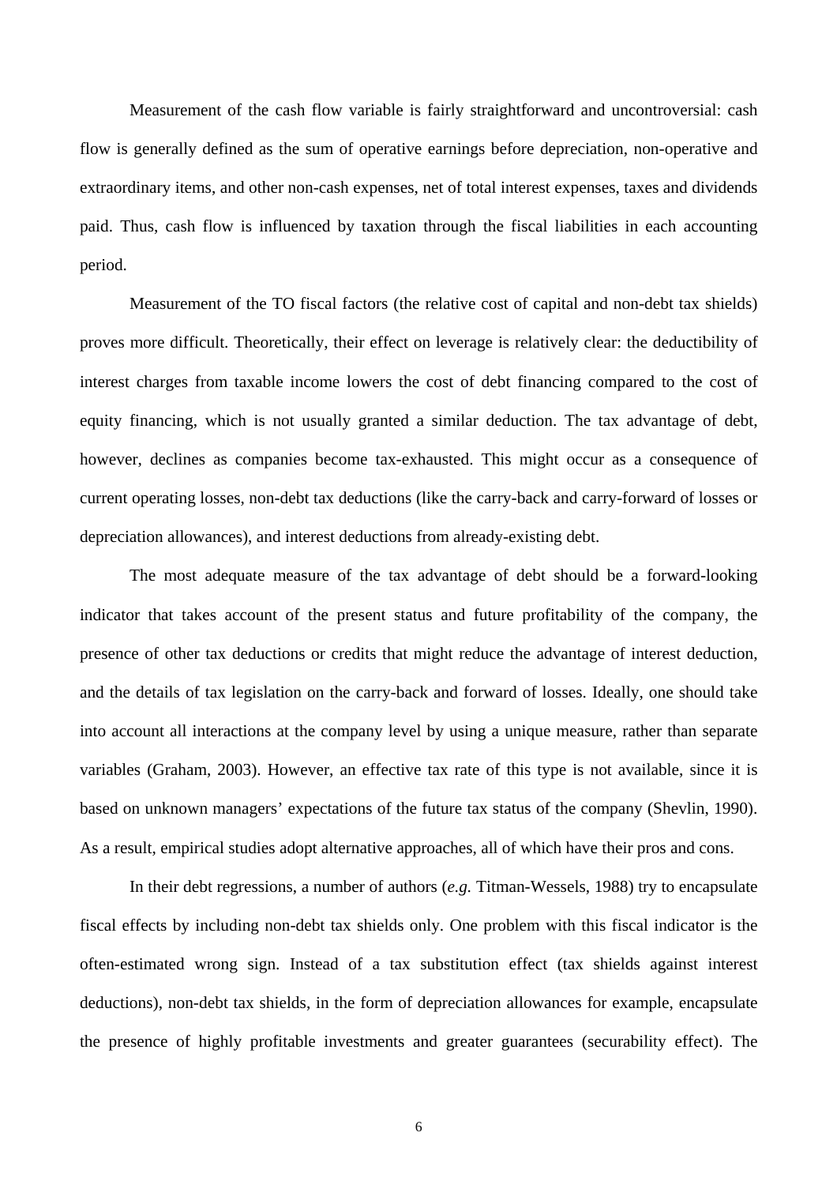Measurement of the cash flow variable is fairly straightforward and uncontroversial: cash flow is generally defined as the sum of operative earnings before depreciation, non-operative and extraordinary items, and other non-cash expenses, net of total interest expenses, taxes and dividends paid. Thus, cash flow is influenced by taxation through the fiscal liabilities in each accounting period.

Measurement of the TO fiscal factors (the relative cost of capital and non-debt tax shields) proves more difficult. Theoretically, their effect on leverage is relatively clear: the deductibility of interest charges from taxable income lowers the cost of debt financing compared to the cost of equity financing, which is not usually granted a similar deduction. The tax advantage of debt, however, declines as companies become tax-exhausted. This might occur as a consequence of current operating losses, non-debt tax deductions (like the carry-back and carry-forward of losses or depreciation allowances), and interest deductions from already-existing debt.

The most adequate measure of the tax advantage of debt should be a forward-looking indicator that takes account of the present status and future profitability of the company, the presence of other tax deductions or credits that might reduce the advantage of interest deduction, and the details of tax legislation on the carry-back and forward of losses. Ideally, one should take into account all interactions at the company level by using a unique measure, rather than separate variables (Graham, 2003). However, an effective tax rate of this type is not available, since it is based on unknown managers' expectations of the future tax status of the company (Shevlin, 1990). As a result, empirical studies adopt alternative approaches, all of which have their pros and cons.

In their debt regressions, a number of authors (*e.g.* Titman-Wessels, 1988) try to encapsulate fiscal effects by including non-debt tax shields only. One problem with this fiscal indicator is the often-estimated wrong sign. Instead of a tax substitution effect (tax shields against interest deductions), non-debt tax shields, in the form of depreciation allowances for example, encapsulate the presence of highly profitable investments and greater guarantees (securability effect). The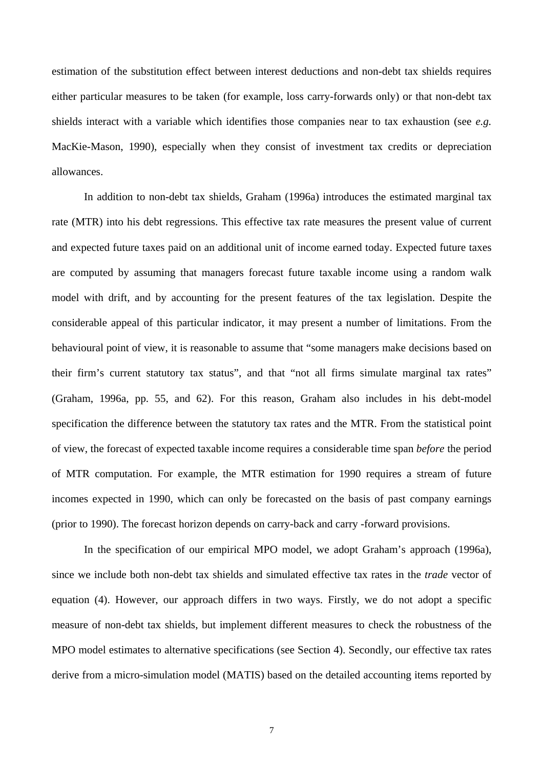estimation of the substitution effect between interest deductions and non-debt tax shields requires either particular measures to be taken (for example, loss carry-forwards only) or that non-debt tax shields interact with a variable which identifies those companies near to tax exhaustion (see *e.g.* MacKie-Mason, 1990), especially when they consist of investment tax credits or depreciation allowances.

In addition to non-debt tax shields, Graham (1996a) introduces the estimated marginal tax rate (MTR) into his debt regressions. This effective tax rate measures the present value of current and expected future taxes paid on an additional unit of income earned today. Expected future taxes are computed by assuming that managers forecast future taxable income using a random walk model with drift, and by accounting for the present features of the tax legislation. Despite the considerable appeal of this particular indicator, it may present a number of limitations. From the behavioural point of view, it is reasonable to assume that "some managers make decisions based on their firm's current statutory tax status", and that "not all firms simulate marginal tax rates" (Graham, 1996a, pp. 55, and 62). For this reason, Graham also includes in his debt-model specification the difference between the statutory tax rates and the MTR. From the statistical point of view, the forecast of expected taxable income requires a considerable time span *before* the period of MTR computation. For example, the MTR estimation for 1990 requires a stream of future incomes expected in 1990, which can only be forecasted on the basis of past company earnings (prior to 1990). The forecast horizon depends on carry-back and carry -forward provisions.

In the specification of our empirical MPO model, we adopt Graham's approach (1996a), since we include both non-debt tax shields and simulated effective tax rates in the *trade* vector of equation (4). However, our approach differs in two ways. Firstly, we do not adopt a specific measure of non-debt tax shields, but implement different measures to check the robustness of the MPO model estimates to alternative specifications (see Section 4). Secondly, our effective tax rates derive from a micro-simulation model (MATIS) based on the detailed accounting items reported by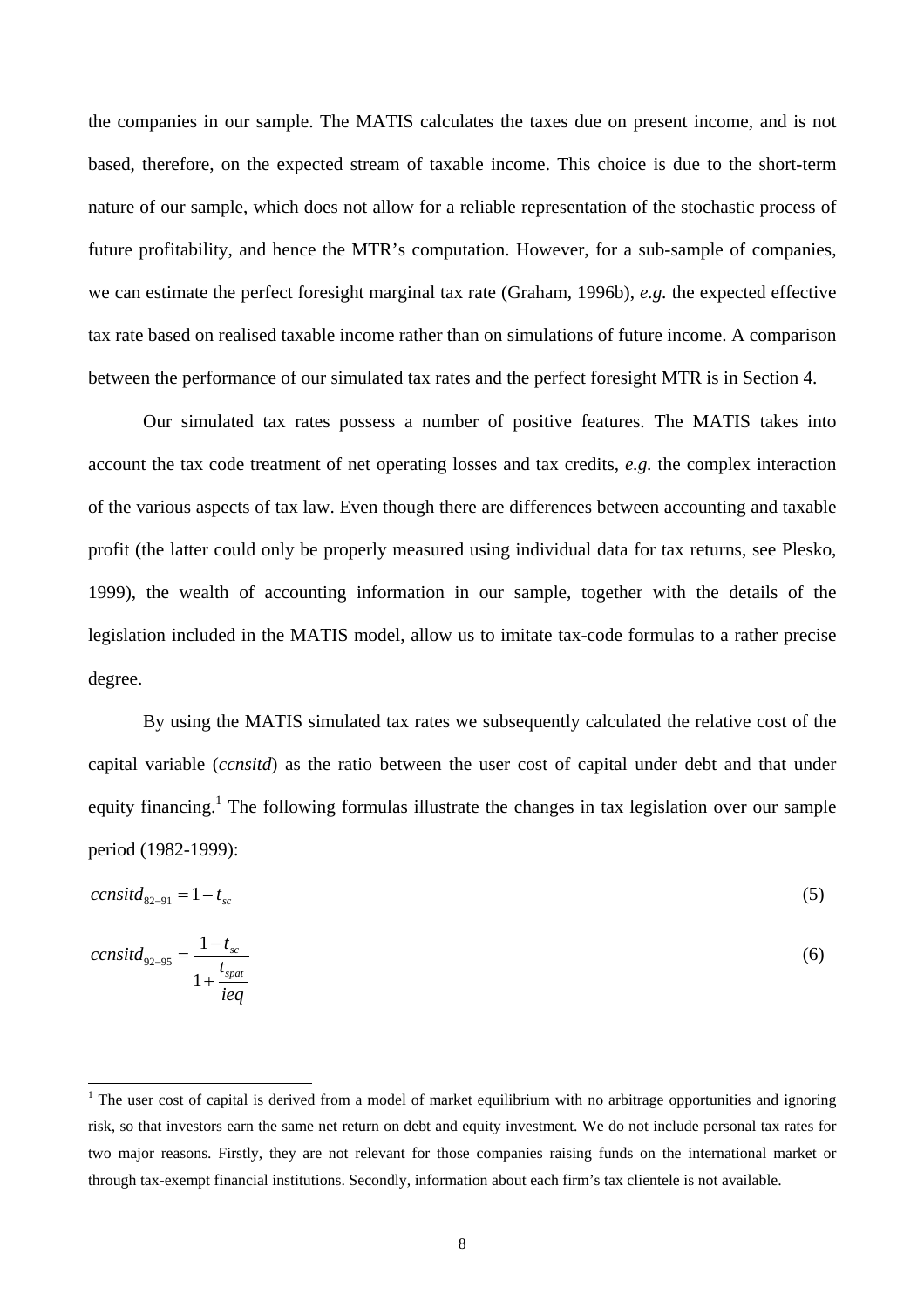the companies in our sample. The MATIS calculates the taxes due on present income, and is not based, therefore, on the expected stream of taxable income. This choice is due to the short-term nature of our sample, which does not allow for a reliable representation of the stochastic process of future profitability, and hence the MTR's computation. However, for a sub-sample of companies, we can estimate the perfect foresight marginal tax rate (Graham, 1996b), *e.g.* the expected effective tax rate based on realised taxable income rather than on simulations of future income. A comparison between the performance of our simulated tax rates and the perfect foresight MTR is in Section 4.

Our simulated tax rates possess a number of positive features. The MATIS takes into account the tax code treatment of net operating losses and tax credits, *e.g.* the complex interaction of the various aspects of tax law. Even though there are differences between accounting and taxable profit (the latter could only be properly measured using individual data for tax returns, see Plesko, 1999), the wealth of accounting information in our sample, together with the details of the legislation included in the MATIS model, allow us to imitate tax-code formulas to a rather precise degree.

By using the MATIS simulated tax rates we subsequently calculated the relative cost of the capital variable (*ccnsitd*) as the ratio between the user cost of capital under debt and that under equity financing.[1] The following formulas illustrate the changes in tax legislation over our sample period (1982-1999):

$$ccnsitd_{82-91} = 1 - t_{sc} \tag{5}$$

$$ccnsitd_{92-95} = \frac{1 - t_{sc}}{1 + \dfrac{t_{spat}}{ieq}} \tag{6}$$

[1] The user cost of capital is derived from a model of market equilibrium with no arbitrage opportunities and ignoring risk, so that investors earn the same net return on debt and equity investment. We do not include personal tax rates for two major reasons. Firstly, they are not relevant for those companies raising funds on the international market or through tax-exempt financial institutions. Secondly, information about each firm's tax clientele is not available.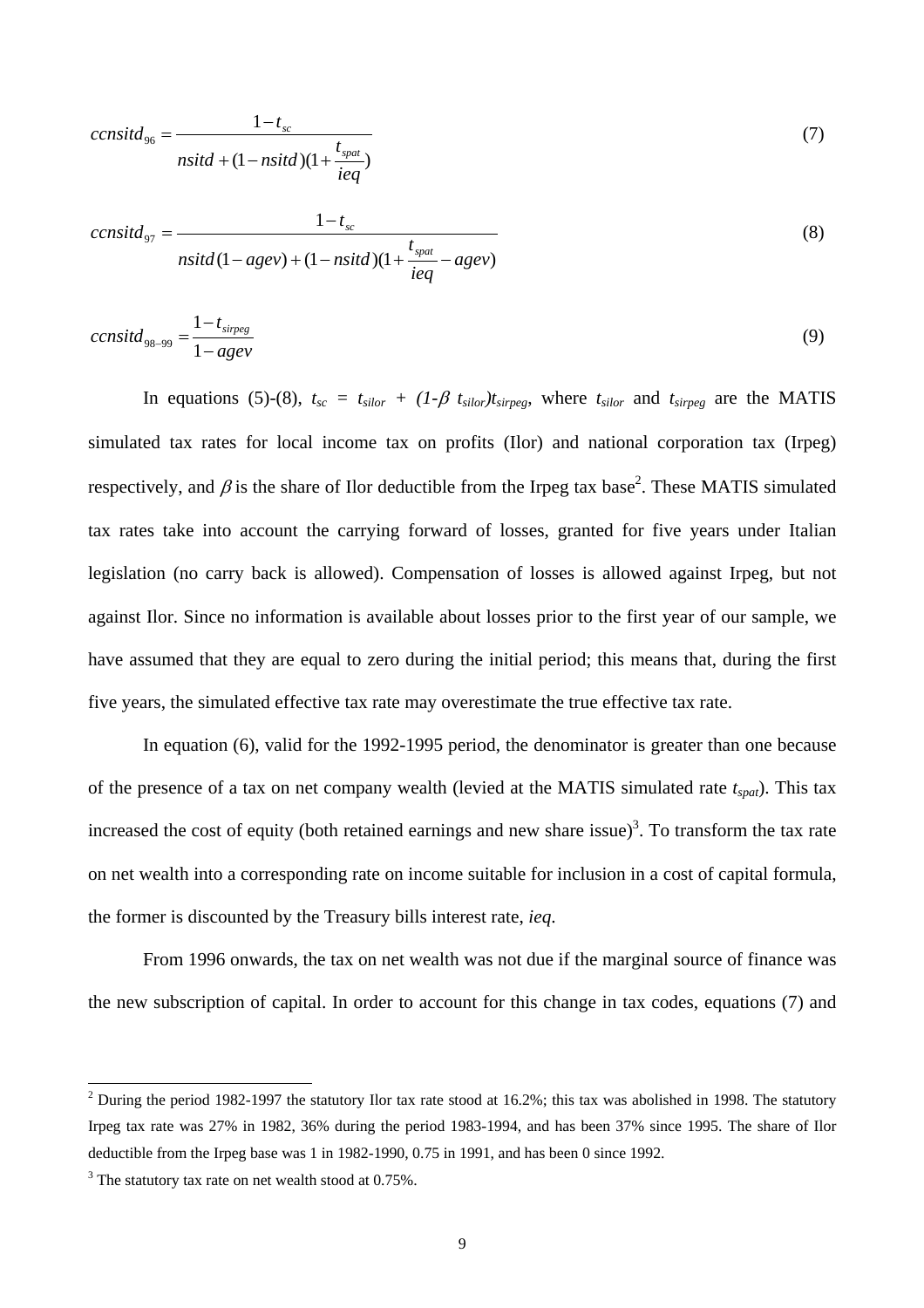$$ccnsitd_{96} = \frac{1 - t_{sc}}{nsitd + (1 - nsitd)(1 + \frac{t_{spat}}{ieq})} \tag{7}$$

$$ccnsitd_{97} = \frac{1 - t_{sc}}{nsitd(1 - agev) + (1 - nsitd)(1 + \frac{t_{spat}}{ieq} - agev)} \tag{8}$$

$$ccnsitd_{98-99} = \frac{1 - t_{sirpeg}}{1 - agev} \tag{9}$$

In equations (5)-(8), $t_{sc} = t_{silor} + (1\text{-}\beta\ t_{silor})t_{sirpeg}$, where $t_{silor}$ and $t_{sirpeg}$ are the MATIS simulated tax rates for local income tax on profits (Ilor) and national corporation tax (Irpeg) respectively, and $\beta$ is the share of Ilor deductible from the Irpeg tax base[2]. These MATIS simulated tax rates take into account the carrying forward of losses, granted for five years under Italian legislation (no carry back is allowed). Compensation of losses is allowed against Irpeg, but not against Ilor. Since no information is available about losses prior to the first year of our sample, we have assumed that they are equal to zero during the initial period; this means that, during the first five years, the simulated effective tax rate may overestimate the true effective tax rate.

In equation (6), valid for the 1992-1995 period, the denominator is greater than one because of the presence of a tax on net company wealth (levied at the MATIS simulated rate $t_{spat}$). This tax increased the cost of equity (both retained earnings and new share issue)[3]. To transform the tax rate on net wealth into a corresponding rate on income suitable for inclusion in a cost of capital formula, the former is discounted by the Treasury bills interest rate, *ieq*.

From 1996 onwards, the tax on net wealth was not due if the marginal source of finance was the new subscription of capital. In order to account for this change in tax codes, equations (7) and

---

[2] During the period 1982-1997 the statutory Ilor tax rate stood at 16.2%; this tax was abolished in 1998. The statutory Irpeg tax rate was 27% in 1982, 36% during the period 1983-1994, and has been 37% since 1995. The share of Ilor deductible from the Irpeg base was 1 in 1982-1990, 0.75 in 1991, and has been 0 since 1992.

[3] The statutory tax rate on net wealth stood at 0.75%.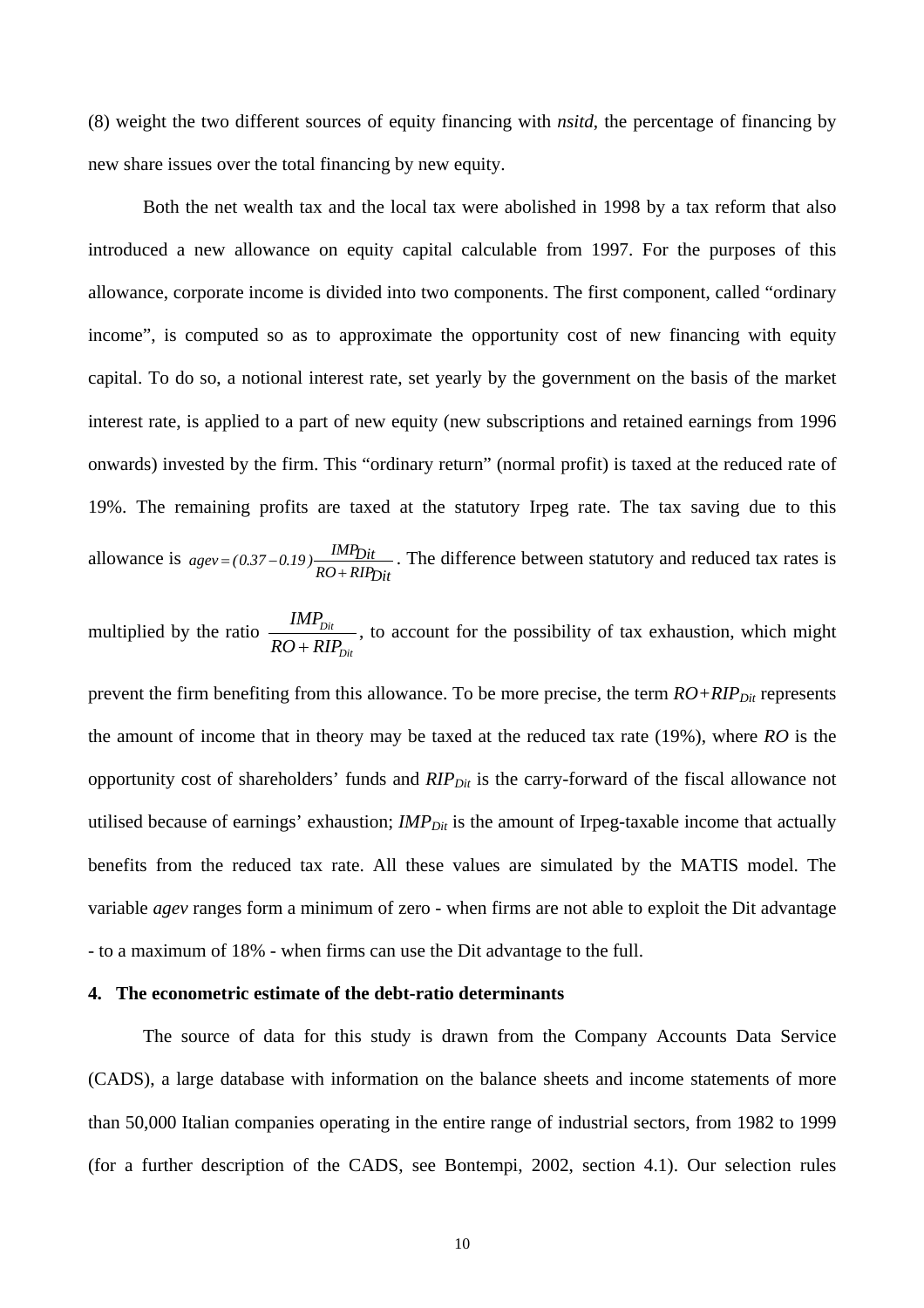(8) weight the two different sources of equity financing with *nsitd*, the percentage of financing by new share issues over the total financing by new equity.

Both the net wealth tax and the local tax were abolished in 1998 by a tax reform that also introduced a new allowance on equity capital calculable from 1997. For the purposes of this allowance, corporate income is divided into two components. The first component, called "ordinary income", is computed so as to approximate the opportunity cost of new financing with equity capital. To do so, a notional interest rate, set yearly by the government on the basis of the market interest rate, is applied to a part of new equity (new subscriptions and retained earnings from 1996 onwards) invested by the firm. This "ordinary return" (normal profit) is taxed at the reduced rate of 19%. The remaining profits are taxed at the statutory Irpeg rate. The tax saving due to this allowance is $agev = (0.37 - 0.19)\frac{IMP_{Dit}}{RO + RIP_{Dit}}$. The difference between statutory and reduced tax rates is multiplied by the ratio $\frac{IMP_{Dit}}{RO + RIP_{Dit}}$, to account for the possibility of tax exhaustion, which might prevent the firm benefiting from this allowance. To be more precise, the term $RO+RIP_{Dit}$ represents the amount of income that in theory may be taxed at the reduced tax rate (19%), where $RO$ is the opportunity cost of shareholders' funds and $RIP_{Dit}$ is the carry-forward of the fiscal allowance not utilised because of earnings' exhaustion; $IMP_{Dit}$ is the amount of Irpeg-taxable income that actually benefits from the reduced tax rate. All these values are simulated by the MATIS model. The variable *agev* ranges form a minimum of zero - when firms are not able to exploit the Dit advantage - to a maximum of 18% - when firms can use the Dit advantage to the full.

## 4. The econometric estimate of the debt-ratio determinants

The source of data for this study is drawn from the Company Accounts Data Service (CADS), a large database with information on the balance sheets and income statements of more than 50,000 Italian companies operating in the entire range of industrial sectors, from 1982 to 1999 (for a further description of the CADS, see Bontempi, 2002, section 4.1). Our selection rules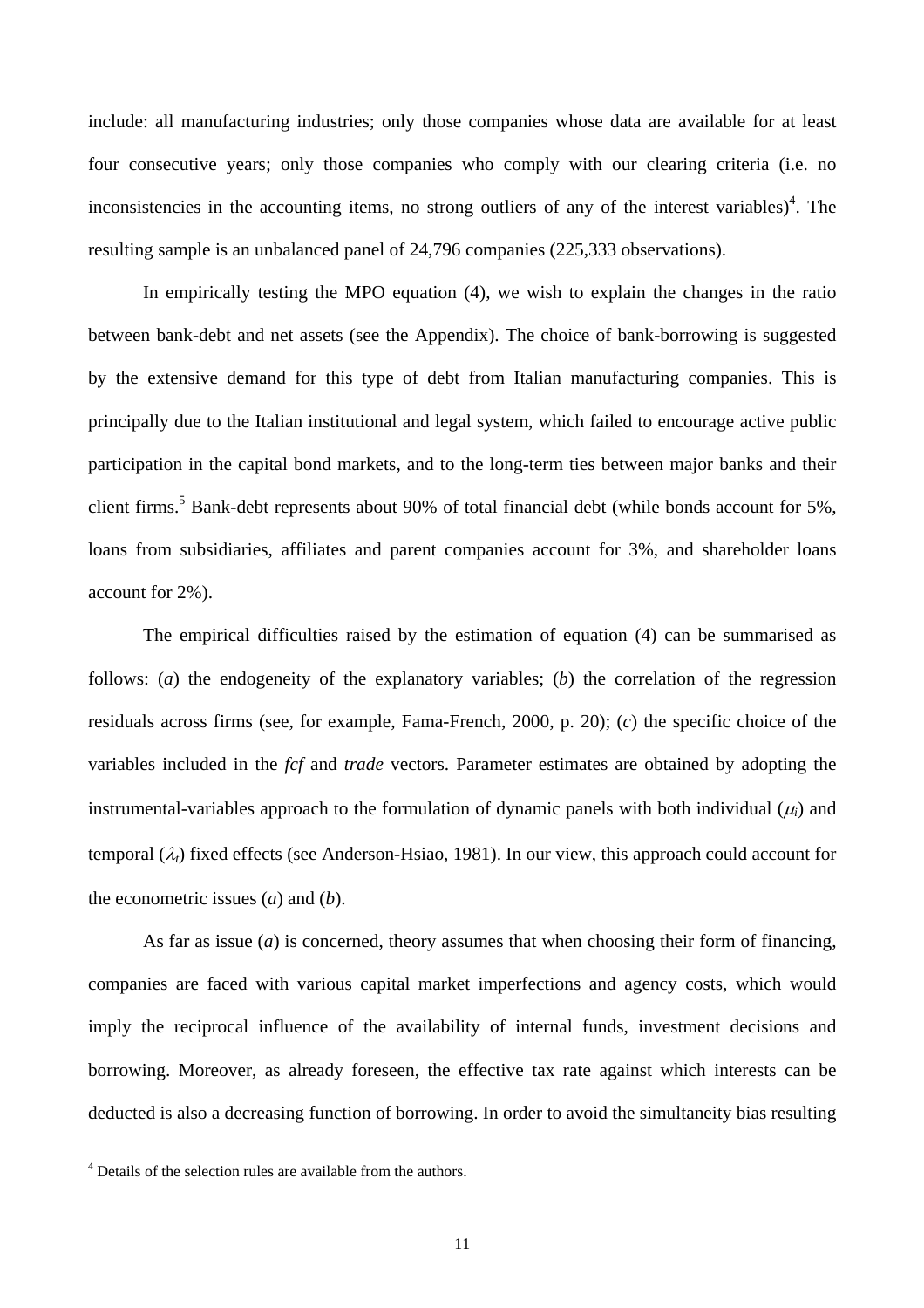include: all manufacturing industries; only those companies whose data are available for at least four consecutive years; only those companies who comply with our clearing criteria (i.e. no inconsistencies in the accounting items, no strong outliers of any of the interest variables)[4]. The resulting sample is an unbalanced panel of 24,796 companies (225,333 observations).

In empirically testing the MPO equation (4), we wish to explain the changes in the ratio between bank-debt and net assets (see the Appendix). The choice of bank-borrowing is suggested by the extensive demand for this type of debt from Italian manufacturing companies. This is principally due to the Italian institutional and legal system, which failed to encourage active public participation in the capital bond markets, and to the long-term ties between major banks and their client firms.[5] Bank-debt represents about 90% of total financial debt (while bonds account for 5%, loans from subsidiaries, affiliates and parent companies account for 3%, and shareholder loans account for 2%).

The empirical difficulties raised by the estimation of equation (4) can be summarised as follows: (*a*) the endogeneity of the explanatory variables; (*b*) the correlation of the regression residuals across firms (see, for example, Fama-French, 2000, p. 20); (*c*) the specific choice of the variables included in the *fcf* and *trade* vectors. Parameter estimates are obtained by adopting the instrumental-variables approach to the formulation of dynamic panels with both individual ($\mu_i$) and temporal ($\lambda_t$) fixed effects (see Anderson-Hsiao, 1981). In our view, this approach could account for the econometric issues (*a*) and (*b*).

As far as issue (*a*) is concerned, theory assumes that when choosing their form of financing, companies are faced with various capital market imperfections and agency costs, which would imply the reciprocal influence of the availability of internal funds, investment decisions and borrowing. Moreover, as already foreseen, the effective tax rate against which interests can be deducted is also a decreasing function of borrowing. In order to avoid the simultaneity bias resulting

[4] Details of the selection rules are available from the authors.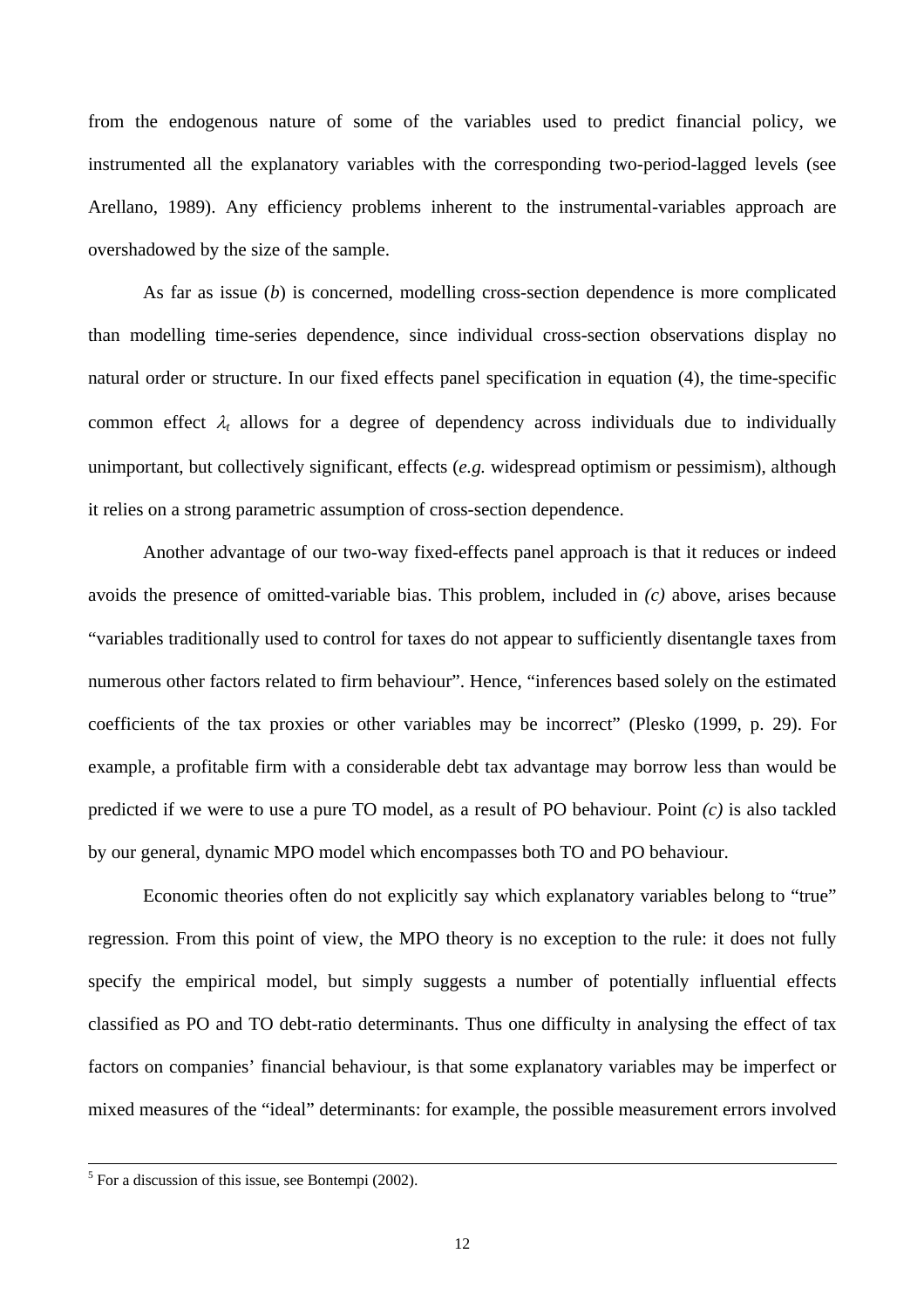from the endogenous nature of some of the variables used to predict financial policy, we instrumented all the explanatory variables with the corresponding two-period-lagged levels (see Arellano, 1989). Any efficiency problems inherent to the instrumental-variables approach are overshadowed by the size of the sample.

As far as issue (*b*) is concerned, modelling cross-section dependence is more complicated than modelling time-series dependence, since individual cross-section observations display no natural order or structure. In our fixed effects panel specification in equation (4), the time-specific common effect $\lambda_t$ allows for a degree of dependency across individuals due to individually unimportant, but collectively significant, effects (*e.g.* widespread optimism or pessimism), although it relies on a strong parametric assumption of cross-section dependence.

Another advantage of our two-way fixed-effects panel approach is that it reduces or indeed avoids the presence of omitted-variable bias. This problem, included in *(c)* above, arises because "variables traditionally used to control for taxes do not appear to sufficiently disentangle taxes from numerous other factors related to firm behaviour". Hence, "inferences based solely on the estimated coefficients of the tax proxies or other variables may be incorrect" (Plesko (1999, p. 29). For example, a profitable firm with a considerable debt tax advantage may borrow less than would be predicted if we were to use a pure TO model, as a result of PO behaviour. Point *(c)* is also tackled by our general, dynamic MPO model which encompasses both TO and PO behaviour.

Economic theories often do not explicitly say which explanatory variables belong to "true" regression. From this point of view, the MPO theory is no exception to the rule: it does not fully specify the empirical model, but simply suggests a number of potentially influential effects classified as PO and TO debt-ratio determinants. Thus one difficulty in analysing the effect of tax factors on companies' financial behaviour, is that some explanatory variables may be imperfect or mixed measures of the "ideal" determinants: for example, the possible measurement errors involved

[5] For a discussion of this issue, see Bontempi (2002).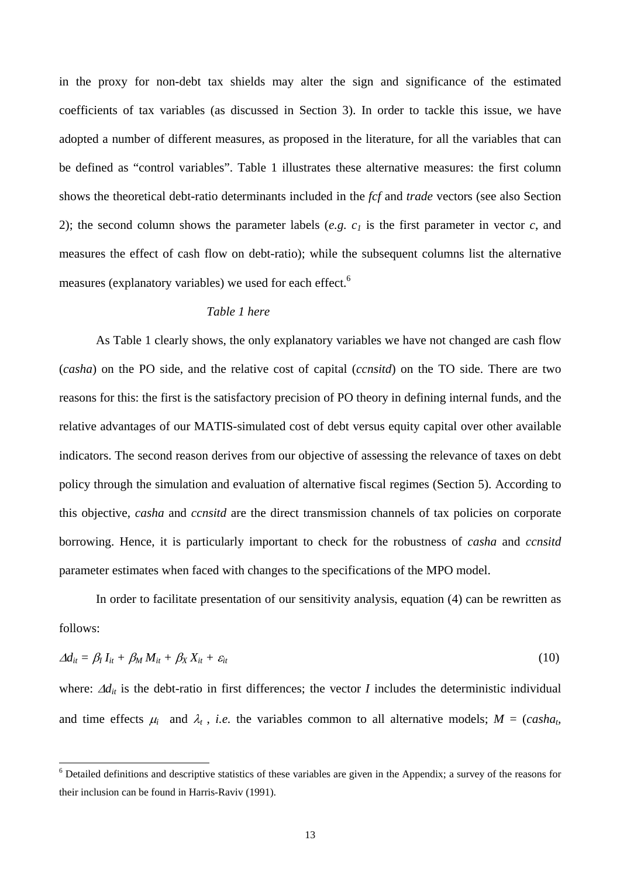in the proxy for non-debt tax shields may alter the sign and significance of the estimated coefficients of tax variables (as discussed in Section 3). In order to tackle this issue, we have adopted a number of different measures, as proposed in the literature, for all the variables that can be defined as "control variables". Table 1 illustrates these alternative measures: the first column shows the theoretical debt-ratio determinants included in the *fcf* and *trade* vectors (see also Section 2); the second column shows the parameter labels (*e.g.* $c_1$ is the first parameter in vector *c*, and measures the effect of cash flow on debt-ratio); while the subsequent columns list the alternative measures (explanatory variables) we used for each effect.[6]

*Table 1 here*

As Table 1 clearly shows, the only explanatory variables we have not changed are cash flow (*casha*) on the PO side, and the relative cost of capital (*ccnsitd*) on the TO side. There are two reasons for this: the first is the satisfactory precision of PO theory in defining internal funds, and the relative advantages of our MATIS-simulated cost of debt versus equity capital over other available indicators. The second reason derives from our objective of assessing the relevance of taxes on debt policy through the simulation and evaluation of alternative fiscal regimes (Section 5). According to this objective, *casha* and *ccnsitd* are the direct transmission channels of tax policies on corporate borrowing. Hence, it is particularly important to check for the robustness of *casha* and *ccnsitd* parameter estimates when faced with changes to the specifications of the MPO model.

In order to facilitate presentation of our sensitivity analysis, equation (4) can be rewritten as follows:

$$\Delta d_{it} = \beta_I I_{it} + \beta_M M_{it} + \beta_X X_{it} + \varepsilon_{it} \tag{10}$$

where: $\Delta d_{it}$ is the debt-ratio in first differences; the vector $I$ includes the deterministic individual and time effects $\mu_i$ and $\lambda_t$ , *i.e.* the variables common to all alternative models; $M$ = ($casha_t$,

[6] Detailed definitions and descriptive statistics of these variables are given in the Appendix; a survey of the reasons for their inclusion can be found in Harris-Raviv (1991).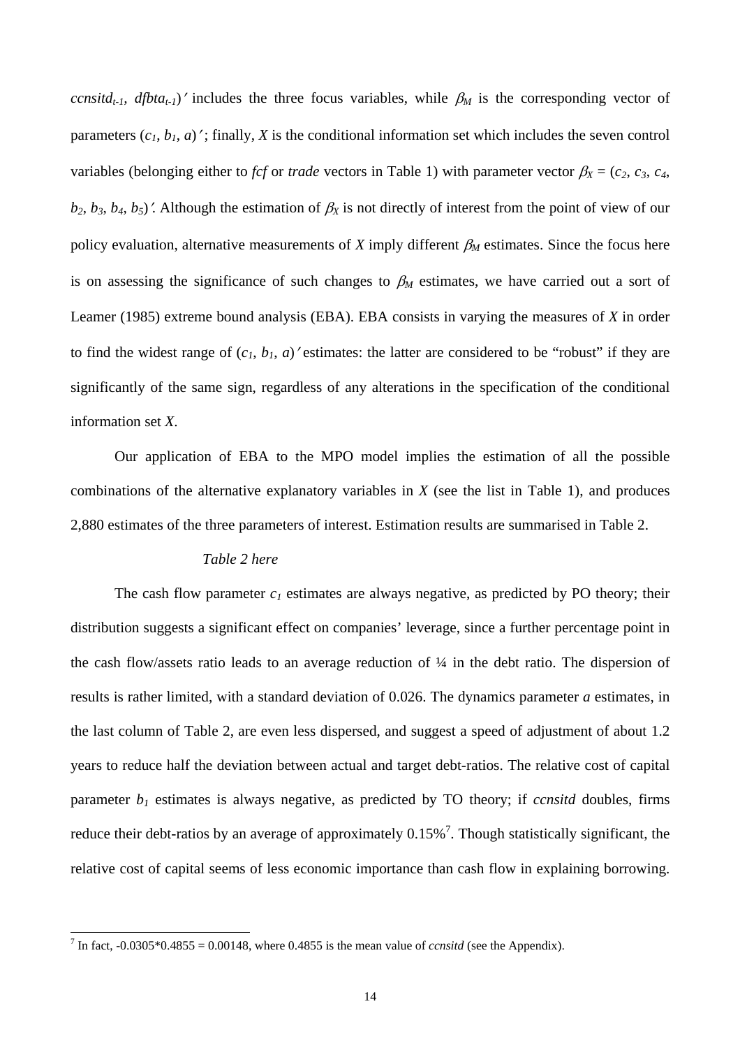$ccnsitd_{t-1}$, $dfbta_{t-1}$)′ includes the three focus variables, while $\beta_M$ is the corresponding vector of parameters ($c_1$, $b_1$, $a$)′; finally, $X$ is the conditional information set which includes the seven control variables (belonging either to *fcf* or *trade* vectors in Table 1) with parameter vector $\beta_X$ = ($c_2$, $c_3$, $c_4$, $b_2$, $b_3$, $b_4$, $b_5$)′. Although the estimation of $\beta_X$ is not directly of interest from the point of view of our policy evaluation, alternative measurements of $X$ imply different $\beta_M$ estimates. Since the focus here is on assessing the significance of such changes to $\beta_M$ estimates, we have carried out a sort of Leamer (1985) extreme bound analysis (EBA). EBA consists in varying the measures of $X$ in order to find the widest range of ($c_1$, $b_1$, $a$)′ estimates: the latter are considered to be "robust" if they are significantly of the same sign, regardless of any alterations in the specification of the conditional information set $X$.

Our application of EBA to the MPO model implies the estimation of all the possible combinations of the alternative explanatory variables in $X$ (see the list in Table 1), and produces 2,880 estimates of the three parameters of interest. Estimation results are summarised in Table 2.

*Table 2 here*

The cash flow parameter $c_1$ estimates are always negative, as predicted by PO theory; their distribution suggests a significant effect on companies' leverage, since a further percentage point in the cash flow/assets ratio leads to an average reduction of ¼ in the debt ratio. The dispersion of results is rather limited, with a standard deviation of 0.026. The dynamics parameter $a$ estimates, in the last column of Table 2, are even less dispersed, and suggest a speed of adjustment of about 1.2 years to reduce half the deviation between actual and target debt-ratios. The relative cost of capital parameter $b_1$ estimates is always negative, as predicted by TO theory; if *ccnsitd* doubles, firms reduce their debt-ratios by an average of approximately 0.15%[7]. Though statistically significant, the relative cost of capital seems of less economic importance than cash flow in explaining borrowing.

[7] In fact, -0.0305*0.4855 = 0.00148, where 0.4855 is the mean value of *ccnsitd* (see the Appendix).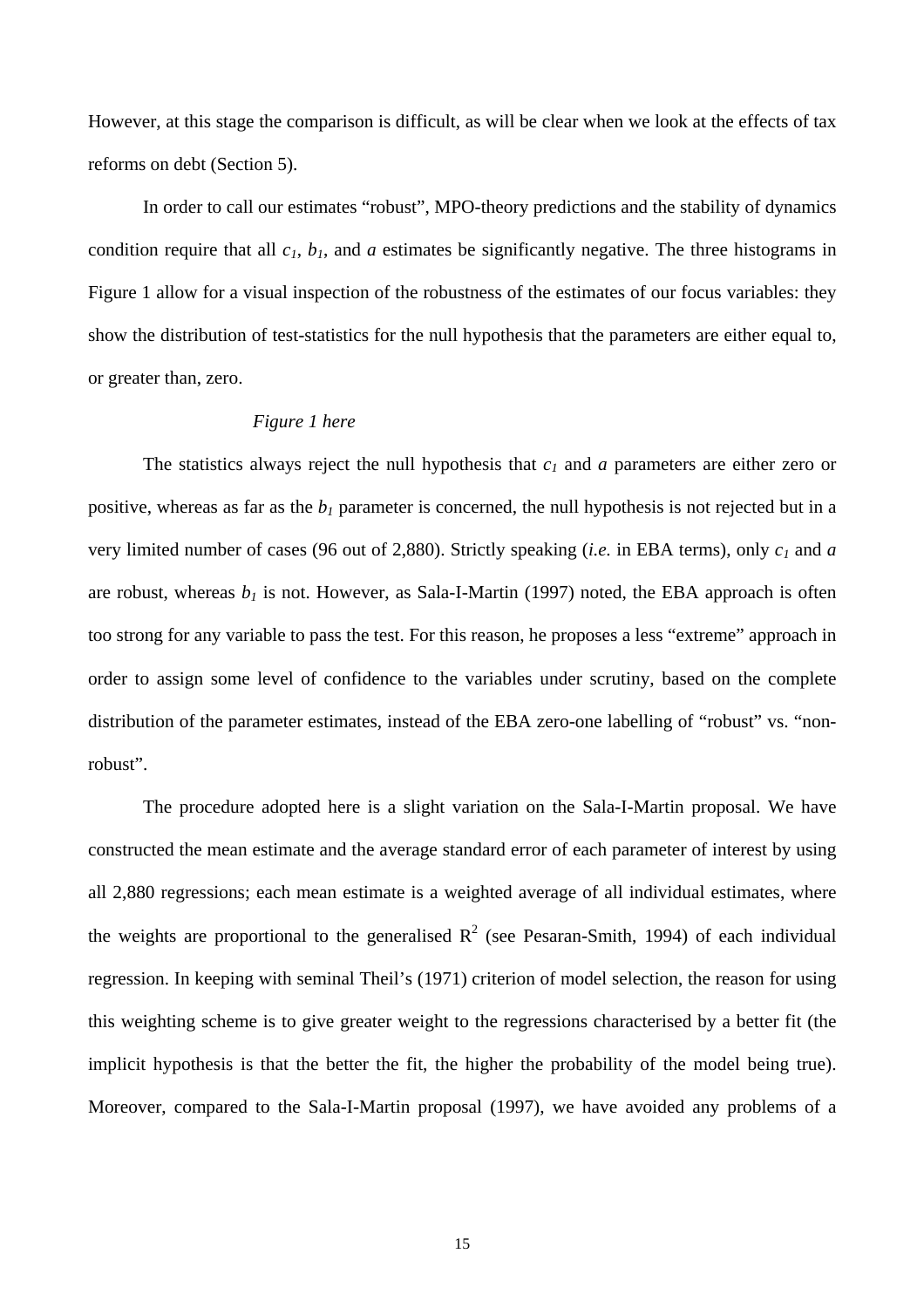However, at this stage the comparison is difficult, as will be clear when we look at the effects of tax reforms on debt (Section 5).

In order to call our estimates "robust", MPO-theory predictions and the stability of dynamics condition require that all $c_1$, $b_1$, and $a$ estimates be significantly negative. The three histograms in Figure 1 allow for a visual inspection of the robustness of the estimates of our focus variables: they show the distribution of test-statistics for the null hypothesis that the parameters are either equal to, or greater than, zero.

*Figure 1 here*

The statistics always reject the null hypothesis that $c_1$ and $a$ parameters are either zero or positive, whereas as far as the $b_1$ parameter is concerned, the null hypothesis is not rejected but in a very limited number of cases (96 out of 2,880). Strictly speaking (*i.e.* in EBA terms), only $c_1$ and $a$ are robust, whereas $b_1$ is not. However, as Sala-I-Martin (1997) noted, the EBA approach is often too strong for any variable to pass the test. For this reason, he proposes a less "extreme" approach in order to assign some level of confidence to the variables under scrutiny, based on the complete distribution of the parameter estimates, instead of the EBA zero-one labelling of "robust" vs. "non-robust".

The procedure adopted here is a slight variation on the Sala-I-Martin proposal. We have constructed the mean estimate and the average standard error of each parameter of interest by using all 2,880 regressions; each mean estimate is a weighted average of all individual estimates, where the weights are proportional to the generalised $R^2$ (see Pesaran-Smith, 1994) of each individual regression. In keeping with seminal Theil's (1971) criterion of model selection, the reason for using this weighting scheme is to give greater weight to the regressions characterised by a better fit (the implicit hypothesis is that the better the fit, the higher the probability of the model being true). Moreover, compared to the Sala-I-Martin proposal (1997), we have avoided any problems of a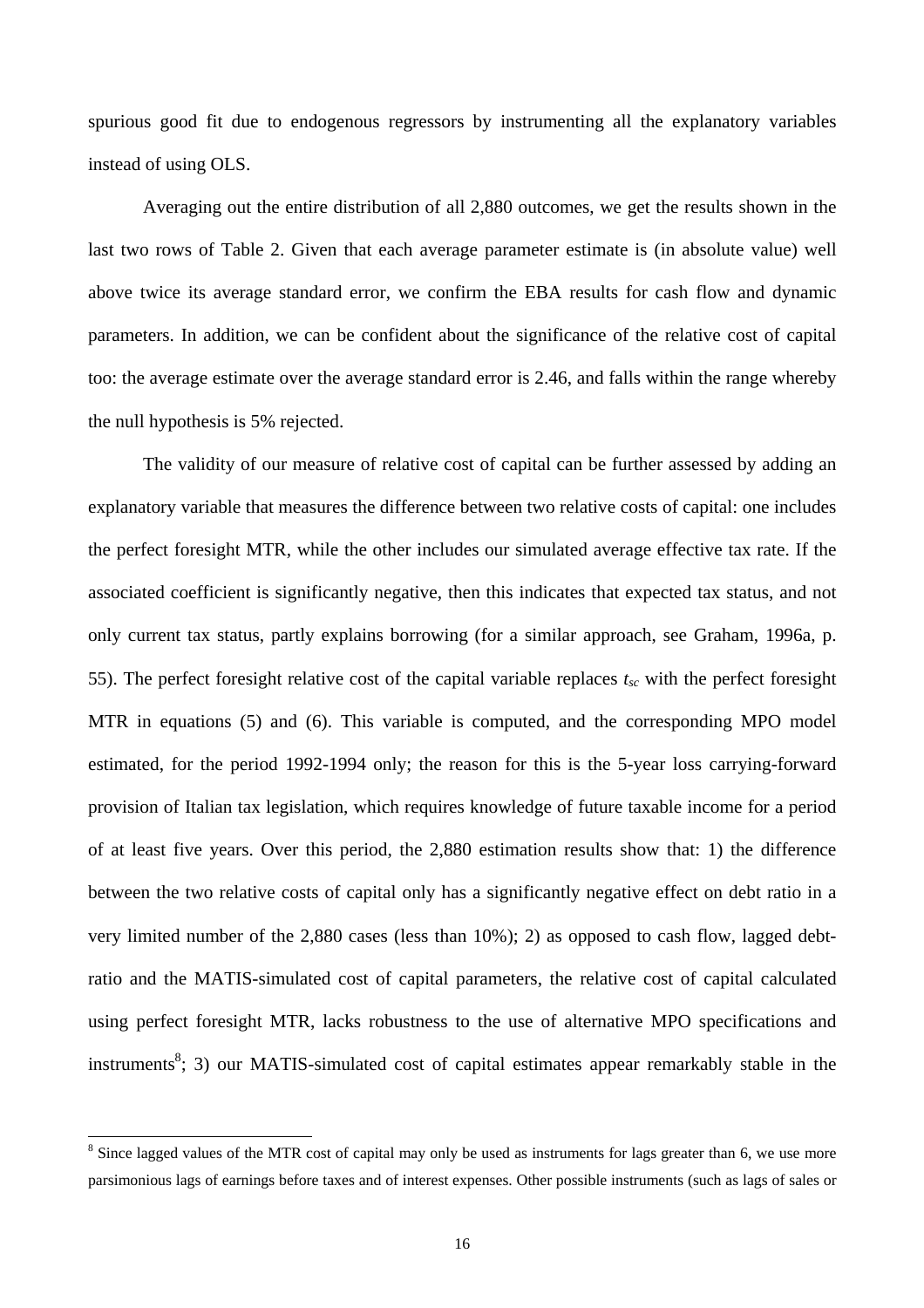spurious good fit due to endogenous regressors by instrumenting all the explanatory variables instead of using OLS.

Averaging out the entire distribution of all 2,880 outcomes, we get the results shown in the last two rows of Table 2. Given that each average parameter estimate is (in absolute value) well above twice its average standard error, we confirm the EBA results for cash flow and dynamic parameters. In addition, we can be confident about the significance of the relative cost of capital too: the average estimate over the average standard error is 2.46, and falls within the range whereby the null hypothesis is 5% rejected.

The validity of our measure of relative cost of capital can be further assessed by adding an explanatory variable that measures the difference between two relative costs of capital: one includes the perfect foresight MTR, while the other includes our simulated average effective tax rate. If the associated coefficient is significantly negative, then this indicates that expected tax status, and not only current tax status, partly explains borrowing (for a similar approach, see Graham, 1996a, p. 55). The perfect foresight relative cost of the capital variable replaces $t_{sc}$ with the perfect foresight MTR in equations (5) and (6). This variable is computed, and the corresponding MPO model estimated, for the period 1992-1994 only; the reason for this is the 5-year loss carrying-forward provision of Italian tax legislation, which requires knowledge of future taxable income for a period of at least five years. Over this period, the 2,880 estimation results show that: 1) the difference between the two relative costs of capital only has a significantly negative effect on debt ratio in a very limited number of the 2,880 cases (less than 10%); 2) as opposed to cash flow, lagged debt-ratio and the MATIS-simulated cost of capital parameters, the relative cost of capital calculated using perfect foresight MTR, lacks robustness to the use of alternative MPO specifications and instruments[8]; 3) our MATIS-simulated cost of capital estimates appear remarkably stable in the

[8] Since lagged values of the MTR cost of capital may only be used as instruments for lags greater than 6, we use more parsimonious lags of earnings before taxes and of interest expenses. Other possible instruments (such as lags of sales or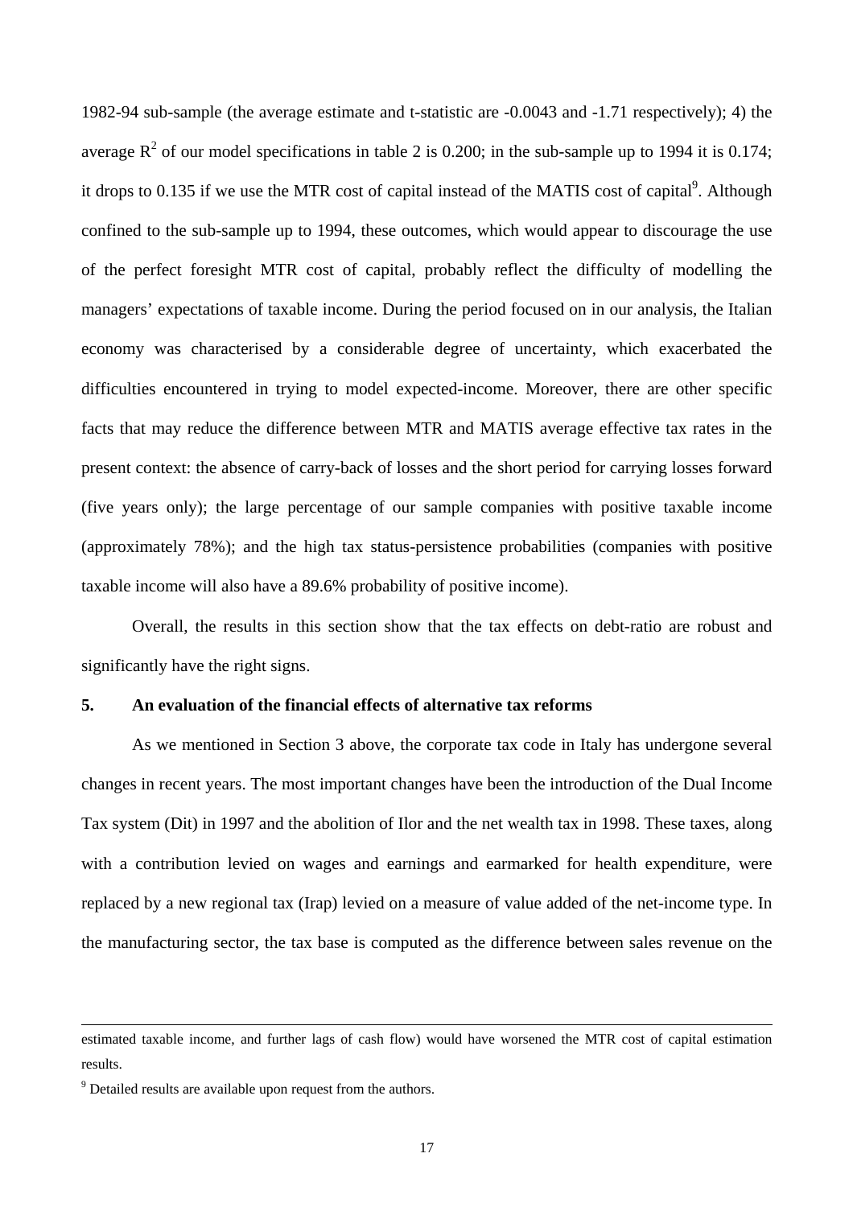1982-94 sub-sample (the average estimate and t-statistic are -0.0043 and -1.71 respectively); 4) the average $R^2$ of our model specifications in table 2 is 0.200; in the sub-sample up to 1994 it is 0.174; it drops to 0.135 if we use the MTR cost of capital instead of the MATIS cost of capital[9]. Although confined to the sub-sample up to 1994, these outcomes, which would appear to discourage the use of the perfect foresight MTR cost of capital, probably reflect the difficulty of modelling the managers' expectations of taxable income. During the period focused on in our analysis, the Italian economy was characterised by a considerable degree of uncertainty, which exacerbated the difficulties encountered in trying to model expected-income. Moreover, there are other specific facts that may reduce the difference between MTR and MATIS average effective tax rates in the present context: the absence of carry-back of losses and the short period for carrying losses forward (five years only); the large percentage of our sample companies with positive taxable income (approximately 78%); and the high tax status-persistence probabilities (companies with positive taxable income will also have a 89.6% probability of positive income).

Overall, the results in this section show that the tax effects on debt-ratio are robust and significantly have the right signs.

## 5. An evaluation of the financial effects of alternative tax reforms

As we mentioned in Section 3 above, the corporate tax code in Italy has undergone several changes in recent years. The most important changes have been the introduction of the Dual Income Tax system (Dit) in 1997 and the abolition of Ilor and the net wealth tax in 1998. These taxes, along with a contribution levied on wages and earnings and earmarked for health expenditure, were replaced by a new regional tax (Irap) levied on a measure of value added of the net-income type. In the manufacturing sector, the tax base is computed as the difference between sales revenue on the

---

estimated taxable income, and further lags of cash flow) would have worsened the MTR cost of capital estimation results.

[9] Detailed results are available upon request from the authors.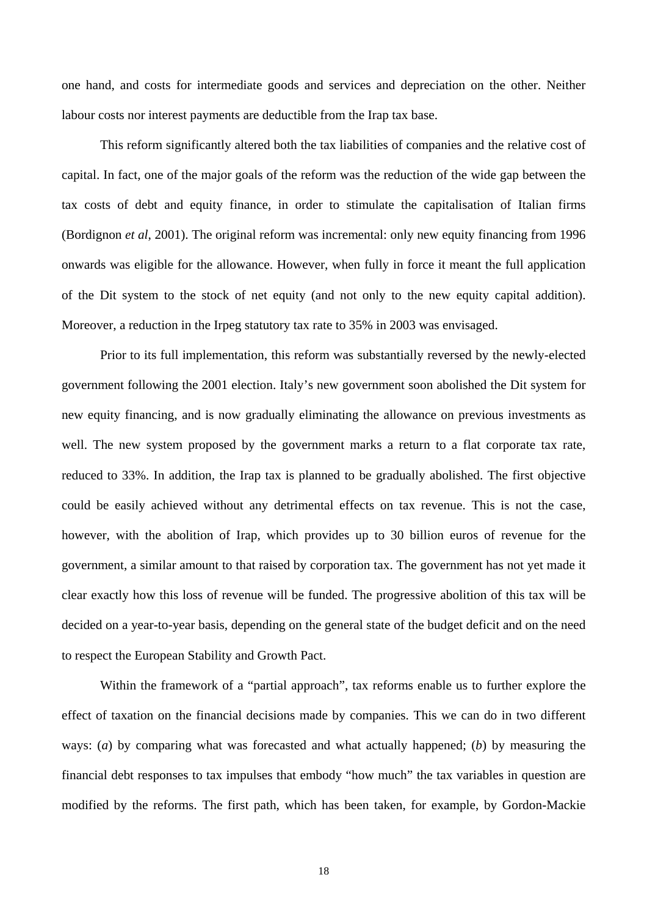one hand, and costs for intermediate goods and services and depreciation on the other. Neither labour costs nor interest payments are deductible from the Irap tax base.

This reform significantly altered both the tax liabilities of companies and the relative cost of capital. In fact, one of the major goals of the reform was the reduction of the wide gap between the tax costs of debt and equity finance, in order to stimulate the capitalisation of Italian firms (Bordignon *et al*, 2001). The original reform was incremental: only new equity financing from 1996 onwards was eligible for the allowance. However, when fully in force it meant the full application of the Dit system to the stock of net equity (and not only to the new equity capital addition). Moreover, a reduction in the Irpeg statutory tax rate to 35% in 2003 was envisaged.

Prior to its full implementation, this reform was substantially reversed by the newly-elected government following the 2001 election. Italy's new government soon abolished the Dit system for new equity financing, and is now gradually eliminating the allowance on previous investments as well. The new system proposed by the government marks a return to a flat corporate tax rate, reduced to 33%. In addition, the Irap tax is planned to be gradually abolished. The first objective could be easily achieved without any detrimental effects on tax revenue. This is not the case, however, with the abolition of Irap, which provides up to 30 billion euros of revenue for the government, a similar amount to that raised by corporation tax. The government has not yet made it clear exactly how this loss of revenue will be funded. The progressive abolition of this tax will be decided on a year-to-year basis, depending on the general state of the budget deficit and on the need to respect the European Stability and Growth Pact.

Within the framework of a "partial approach", tax reforms enable us to further explore the effect of taxation on the financial decisions made by companies. This we can do in two different ways: (*a*) by comparing what was forecasted and what actually happened; (*b*) by measuring the financial debt responses to tax impulses that embody "how much" the tax variables in question are modified by the reforms. The first path, which has been taken, for example, by Gordon-Mackie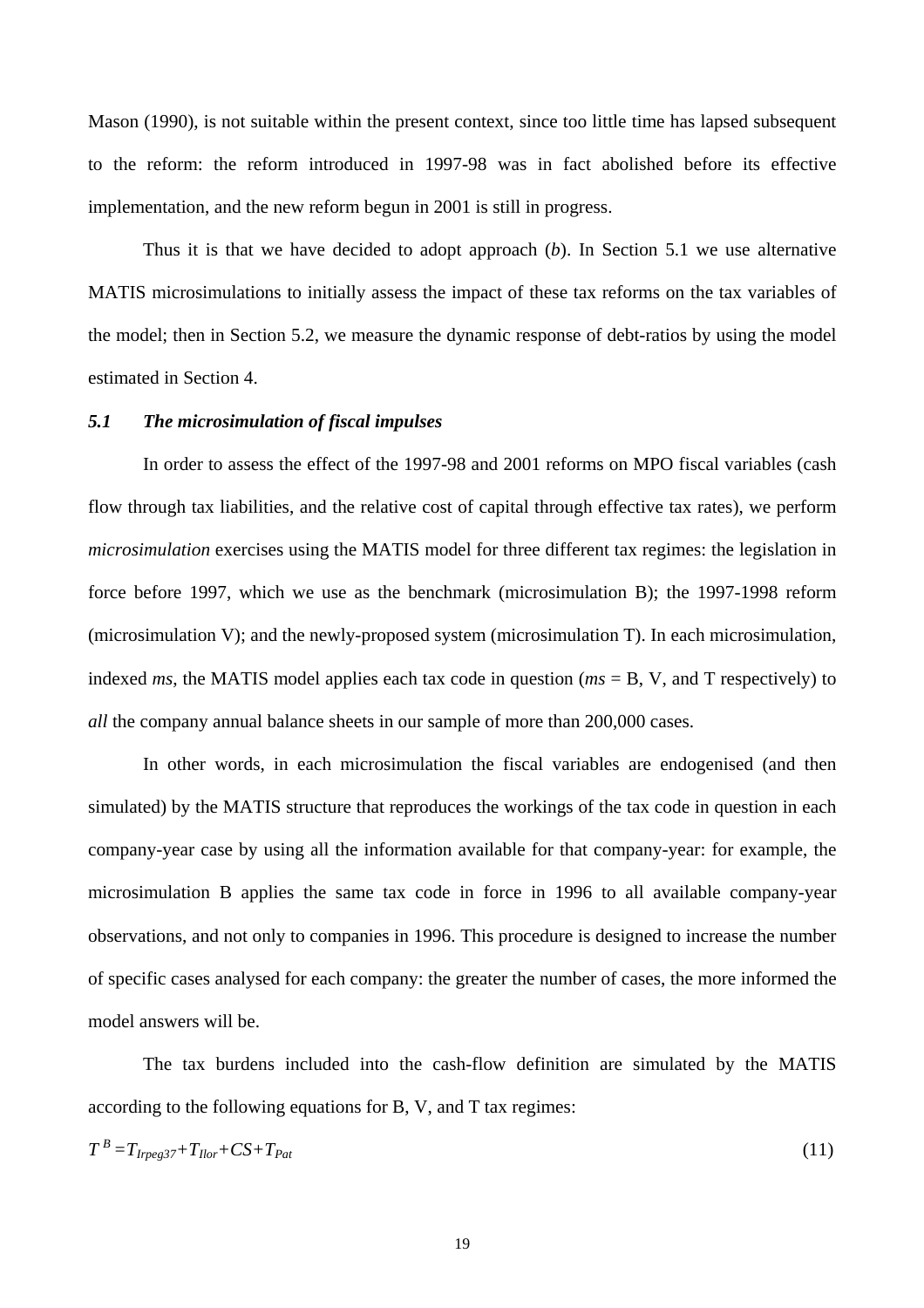Mason (1990), is not suitable within the present context, since too little time has lapsed subsequent to the reform: the reform introduced in 1997-98 was in fact abolished before its effective implementation, and the new reform begun in 2001 is still in progress.

Thus it is that we have decided to adopt approach (*b*). In Section 5.1 we use alternative MATIS microsimulations to initially assess the impact of these tax reforms on the tax variables of the model; then in Section 5.2, we measure the dynamic response of debt-ratios by using the model estimated in Section 4.

### *5.1 The microsimulation of fiscal impulses*

In order to assess the effect of the 1997-98 and 2001 reforms on MPO fiscal variables (cash flow through tax liabilities, and the relative cost of capital through effective tax rates), we perform *microsimulation* exercises using the MATIS model for three different tax regimes: the legislation in force before 1997, which we use as the benchmark (microsimulation B); the 1997-1998 reform (microsimulation V); and the newly-proposed system (microsimulation T). In each microsimulation, indexed *ms*, the MATIS model applies each tax code in question (*ms* = B, V, and T respectively) to *all* the company annual balance sheets in our sample of more than 200,000 cases.

In other words, in each microsimulation the fiscal variables are endogenised (and then simulated) by the MATIS structure that reproduces the workings of the tax code in question in each company-year case by using all the information available for that company-year: for example, the microsimulation B applies the same tax code in force in 1996 to all available company-year observations, and not only to companies in 1996. This procedure is designed to increase the number of specific cases analysed for each company: the greater the number of cases, the more informed the model answers will be.

The tax burdens included into the cash-flow definition are simulated by the MATIS according to the following equations for B, V, and T tax regimes:

$$T^{B} = T_{Irpeg37} + T_{Ilor} + CS + T_{Pat} \tag{11}$$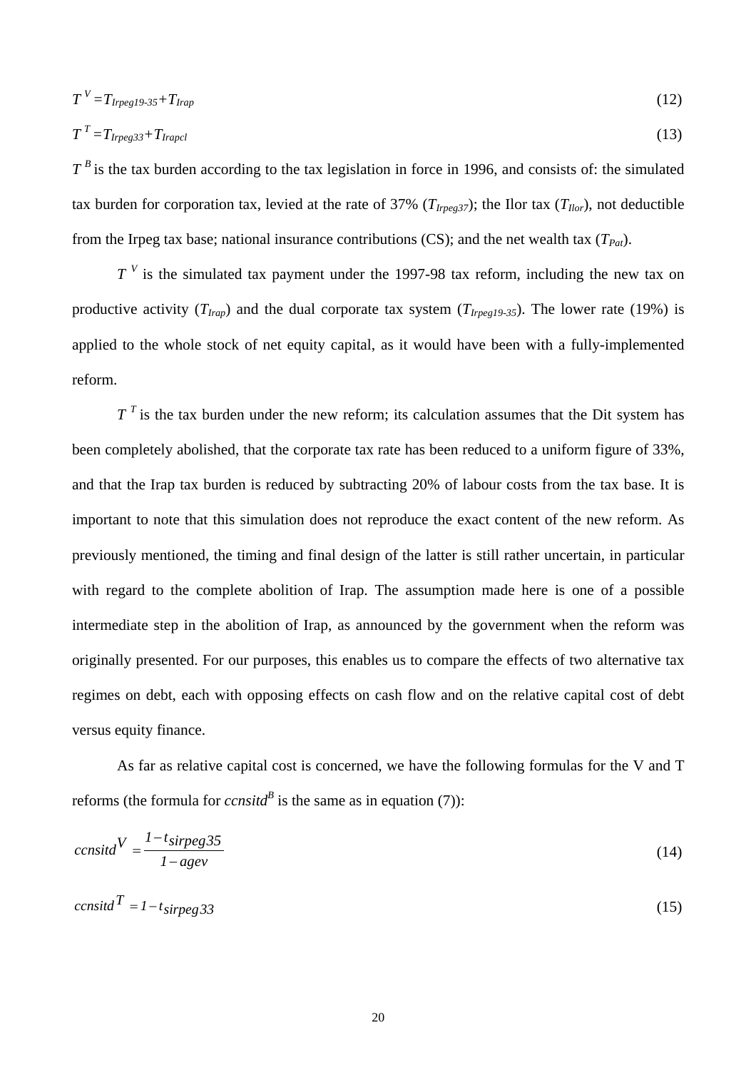$$T^{V} = T_{Irpeg19\text{-}35} + T_{Irap} \tag{12}$$

$$T^{T} = T_{Irpeg33} + T_{Irapcl} \tag{13}$$

$T^{B}$ is the tax burden according to the tax legislation in force in 1996, and consists of: the simulated tax burden for corporation tax, levied at the rate of 37% ($T_{Irpeg37}$); the Ilor tax ($T_{Ilor}$), not deductible from the Irpeg tax base; national insurance contributions (CS); and the net wealth tax ($T_{Pat}$).

$T^{V}$ is the simulated tax payment under the 1997-98 tax reform, including the new tax on productive activity ($T_{Irap}$) and the dual corporate tax system ($T_{Irpeg19\text{-}35}$). The lower rate (19%) is applied to the whole stock of net equity capital, as it would have been with a fully-implemented reform.

$T^{T}$ is the tax burden under the new reform; its calculation assumes that the Dit system has been completely abolished, that the corporate tax rate has been reduced to a uniform figure of 33%, and that the Irap tax burden is reduced by subtracting 20% of labour costs from the tax base. It is important to note that this simulation does not reproduce the exact content of the new reform. As previously mentioned, the timing and final design of the latter is still rather uncertain, in particular with regard to the complete abolition of Irap. The assumption made here is one of a possible intermediate step in the abolition of Irap, as announced by the government when the reform was originally presented. For our purposes, this enables us to compare the effects of two alternative tax regimes on debt, each with opposing effects on cash flow and on the relative capital cost of debt versus equity finance.

As far as relative capital cost is concerned, we have the following formulas for the V and T reforms (the formula for $ccnsitd^{B}$ is the same as in equation (7)):

$$ccnsitd^{V} = \frac{1 - t_{sirpeg35}}{1 - agev} \tag{14}$$

$$ccnsitd^{T} = 1 - t_{sirpeg33} \tag{15}$$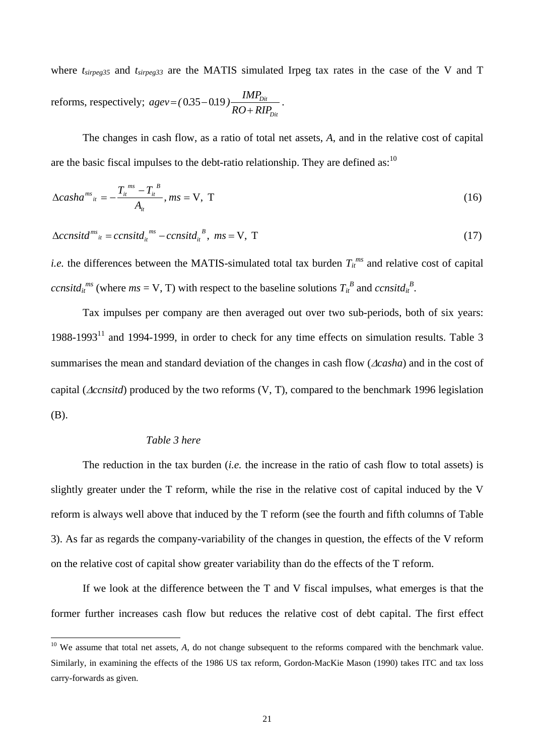where $t_{sirpeg35}$ and $t_{sirpeg33}$ are the MATIS simulated Irpeg tax rates in the case of the V and T reforms, respectively; $agev = (0.35 - 0.19)\dfrac{IMP_{Dit}}{RO + RIP_{Dit}}$.

The changes in cash flow, as a ratio of total net assets, *A*, and in the relative cost of capital are the basic fiscal impulses to the debt-ratio relationship. They are defined as:[10]

$$\Delta casha^{ms}{}_{it} = -\frac{T_{it}{}^{ms} - T_{it}{}^{B}}{A_{it}}, \; ms = \text{V, T} \tag{16}$$

$$\Delta ccnsitd^{ms}{}_{it} = ccnsitd_{it}{}^{ms} - ccnsitd_{it}{}^{B}, \; ms = \text{V, T} \tag{17}$$

*i.e.* the differences between the MATIS-simulated total tax burden $T_{it}^{ms}$ and relative cost of capital $ccnsitd_{it}^{ms}$ (where $ms$ = V, T) with respect to the baseline solutions $T_{it}^{B}$ and $ccnsitd_{it}^{B}$.

Tax impulses per company are then averaged out over two sub-periods, both of six years: 1988-1993[11] and 1994-1999, in order to check for any time effects on simulation results. Table 3 summarises the mean and standard deviation of the changes in cash flow ($\Delta casha$) and in the cost of capital ($\Delta ccnsitd$) produced by the two reforms (V, T), compared to the benchmark 1996 legislation (B).

*Table 3 here*

The reduction in the tax burden (*i.e.* the increase in the ratio of cash flow to total assets) is slightly greater under the T reform, while the rise in the relative cost of capital induced by the V reform is always well above that induced by the T reform (see the fourth and fifth columns of Table 3). As far as regards the company-variability of the changes in question, the effects of the V reform on the relative cost of capital show greater variability than do the effects of the T reform.

If we look at the difference between the T and V fiscal impulses, what emerges is that the former further increases cash flow but reduces the relative cost of debt capital. The first effect

[10] We assume that total net assets, *A*, do not change subsequent to the reforms compared with the benchmark value. Similarly, in examining the effects of the 1986 US tax reform, Gordon-MacKie Mason (1990) takes ITC and tax loss carry-forwards as given.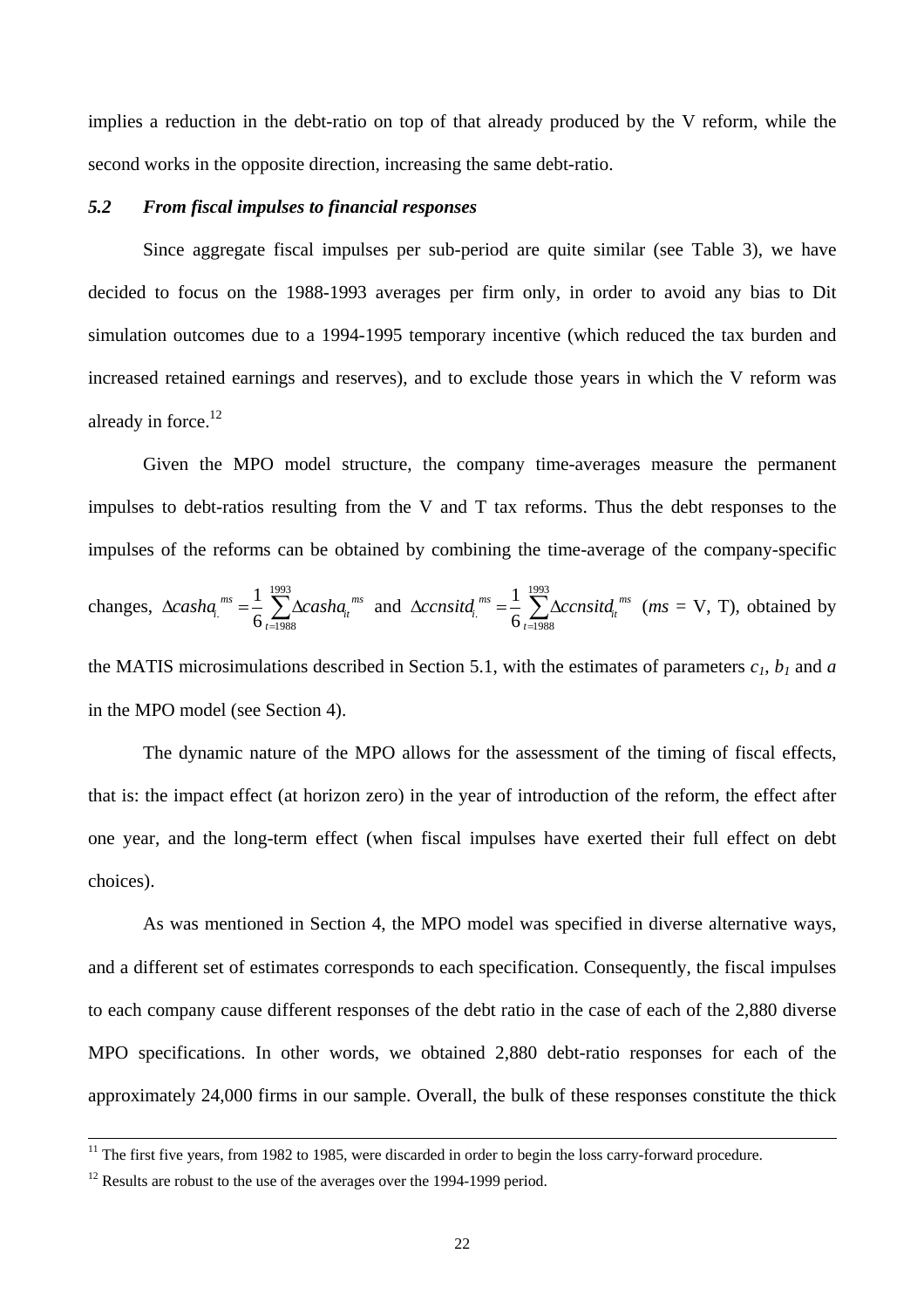implies a reduction in the debt-ratio on top of that already produced by the V reform, while the second works in the opposite direction, increasing the same debt-ratio.

### *5.2 From fiscal impulses to financial responses*

Since aggregate fiscal impulses per sub-period are quite similar (see Table 3), we have decided to focus on the 1988-1993 averages per firm only, in order to avoid any bias to Dit simulation outcomes due to a 1994-1995 temporary incentive (which reduced the tax burden and increased retained earnings and reserves), and to exclude those years in which the V reform was already in force.[12]

Given the MPO model structure, the company time-averages measure the permanent impulses to debt-ratios resulting from the V and T tax reforms. Thus the debt responses to the impulses of the reforms can be obtained by combining the time-average of the company-specific changes, $\Delta casha_{i.}^{ms} = \frac{1}{6}\sum_{t=1988}^{1993}\Delta casha_{it}^{ms}$ and $\Delta ccnsitd_{i.}^{ms} = \frac{1}{6}\sum_{t=1988}^{1993}\Delta ccnsitd_{it}^{ms}$ ($ms$ = V, T), obtained by the MATIS microsimulations described in Section 5.1, with the estimates of parameters $c_1$, $b_1$ and $a$ in the MPO model (see Section 4).

The dynamic nature of the MPO allows for the assessment of the timing of fiscal effects, that is: the impact effect (at horizon zero) in the year of introduction of the reform, the effect after one year, and the long-term effect (when fiscal impulses have exerted their full effect on debt choices).

As was mentioned in Section 4, the MPO model was specified in diverse alternative ways, and a different set of estimates corresponds to each specification. Consequently, the fiscal impulses to each company cause different responses of the debt ratio in the case of each of the 2,880 diverse MPO specifications. In other words, we obtained 2,880 debt-ratio responses for each of the approximately 24,000 firms in our sample. Overall, the bulk of these responses constitute the thick

---

[11] The first five years, from 1982 to 1985, were discarded in order to begin the loss carry-forward procedure.

[12] Results are robust to the use of the averages over the 1994-1999 period.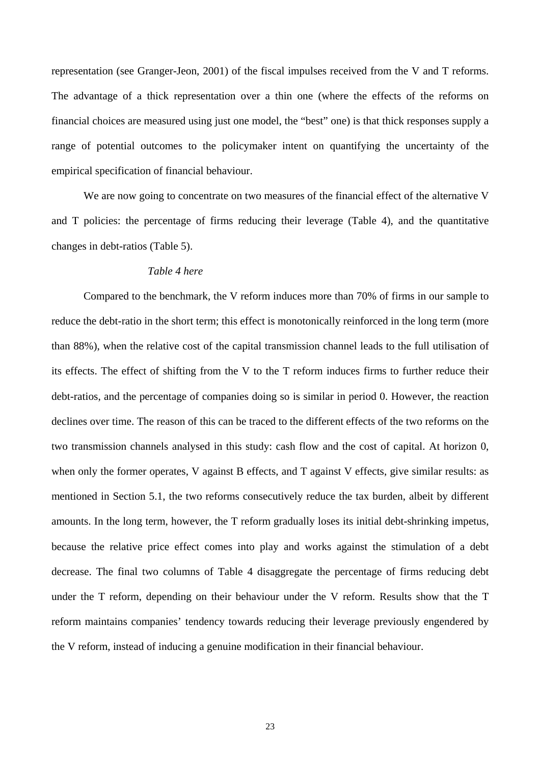representation (see Granger-Jeon, 2001) of the fiscal impulses received from the V and T reforms. The advantage of a thick representation over a thin one (where the effects of the reforms on financial choices are measured using just one model, the "best" one) is that thick responses supply a range of potential outcomes to the policymaker intent on quantifying the uncertainty of the empirical specification of financial behaviour.

We are now going to concentrate on two measures of the financial effect of the alternative V and T policies: the percentage of firms reducing their leverage (Table 4), and the quantitative changes in debt-ratios (Table 5).

*Table 4 here*

Compared to the benchmark, the V reform induces more than 70% of firms in our sample to reduce the debt-ratio in the short term; this effect is monotonically reinforced in the long term (more than 88%), when the relative cost of the capital transmission channel leads to the full utilisation of its effects. The effect of shifting from the V to the T reform induces firms to further reduce their debt-ratios, and the percentage of companies doing so is similar in period 0. However, the reaction declines over time. The reason of this can be traced to the different effects of the two reforms on the two transmission channels analysed in this study: cash flow and the cost of capital. At horizon 0, when only the former operates, V against B effects, and T against V effects, give similar results: as mentioned in Section 5.1, the two reforms consecutively reduce the tax burden, albeit by different amounts. In the long term, however, the T reform gradually loses its initial debt-shrinking impetus, because the relative price effect comes into play and works against the stimulation of a debt decrease. The final two columns of Table 4 disaggregate the percentage of firms reducing debt under the T reform, depending on their behaviour under the V reform. Results show that the T reform maintains companies' tendency towards reducing their leverage previously engendered by the V reform, instead of inducing a genuine modification in their financial behaviour.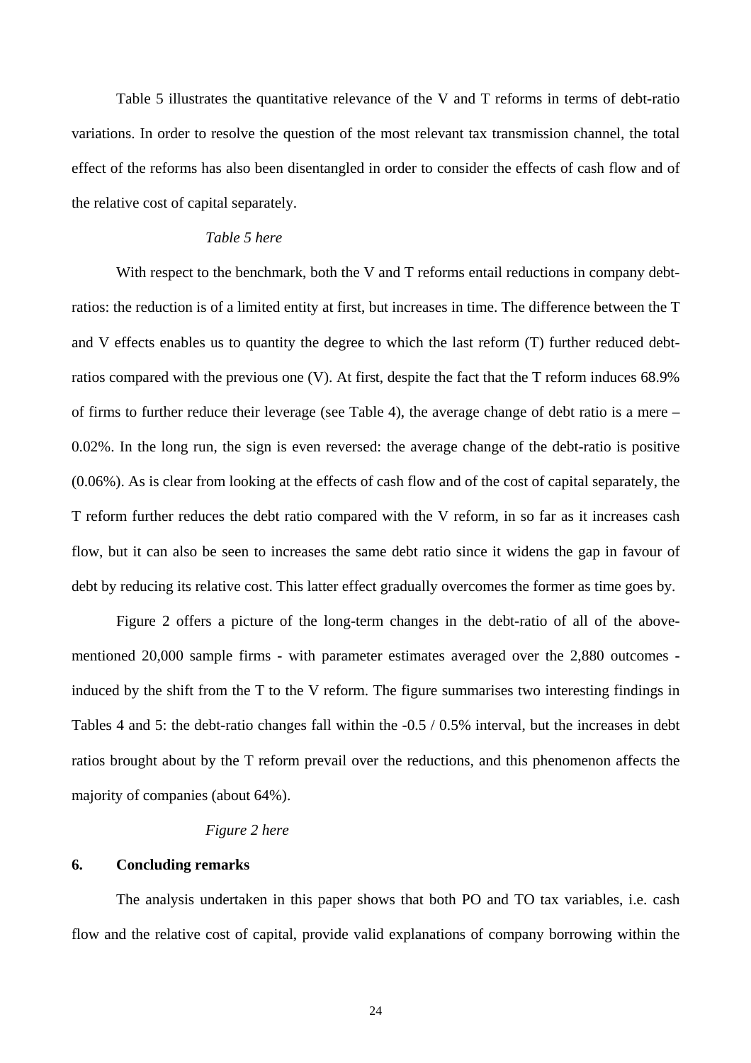Table 5 illustrates the quantitative relevance of the V and T reforms in terms of debt-ratio variations. In order to resolve the question of the most relevant tax transmission channel, the total effect of the reforms has also been disentangled in order to consider the effects of cash flow and of the relative cost of capital separately.

*Table 5 here*

With respect to the benchmark, both the V and T reforms entail reductions in company debt-ratios: the reduction is of a limited entity at first, but increases in time. The difference between the T and V effects enables us to quantity the degree to which the last reform (T) further reduced debt-ratios compared with the previous one (V). At first, despite the fact that the T reform induces 68.9% of firms to further reduce their leverage (see Table 4), the average change of debt ratio is a mere –0.02%. In the long run, the sign is even reversed: the average change of the debt-ratio is positive (0.06%). As is clear from looking at the effects of cash flow and of the cost of capital separately, the T reform further reduces the debt ratio compared with the V reform, in so far as it increases cash flow, but it can also be seen to increases the same debt ratio since it widens the gap in favour of debt by reducing its relative cost. This latter effect gradually overcomes the former as time goes by.

Figure 2 offers a picture of the long-term changes in the debt-ratio of all of the above-mentioned 20,000 sample firms - with parameter estimates averaged over the 2,880 outcomes - induced by the shift from the T to the V reform. The figure summarises two interesting findings in Tables 4 and 5: the debt-ratio changes fall within the -0.5 / 0.5% interval, but the increases in debt ratios brought about by the T reform prevail over the reductions, and this phenomenon affects the majority of companies (about 64%).

*Figure 2 here*

## 6. Concluding remarks

The analysis undertaken in this paper shows that both PO and TO tax variables, i.e. cash flow and the relative cost of capital, provide valid explanations of company borrowing within the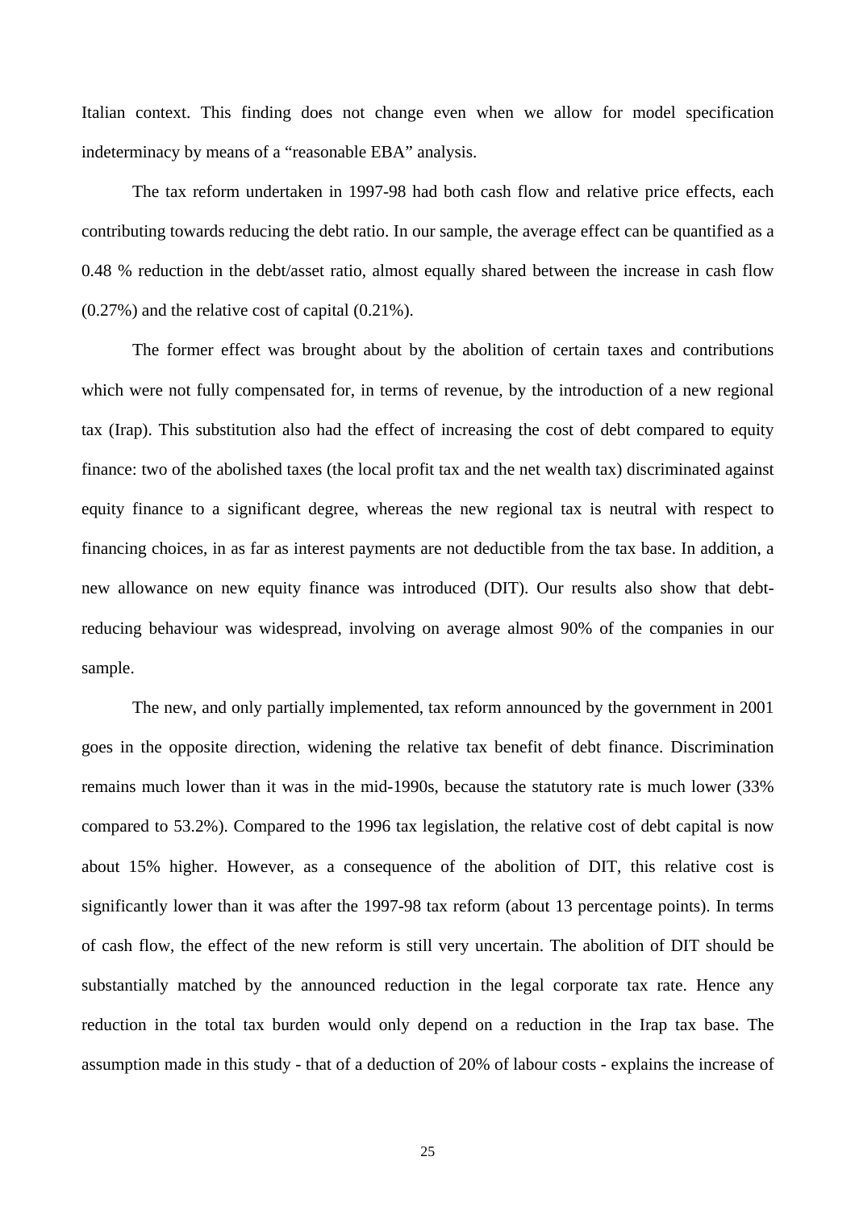Italian context. This finding does not change even when we allow for model specification indeterminacy by means of a "reasonable EBA" analysis.

The tax reform undertaken in 1997-98 had both cash flow and relative price effects, each contributing towards reducing the debt ratio. In our sample, the average effect can be quantified as a 0.48 % reduction in the debt/asset ratio, almost equally shared between the increase in cash flow (0.27%) and the relative cost of capital (0.21%).

The former effect was brought about by the abolition of certain taxes and contributions which were not fully compensated for, in terms of revenue, by the introduction of a new regional tax (Irap). This substitution also had the effect of increasing the cost of debt compared to equity finance: two of the abolished taxes (the local profit tax and the net wealth tax) discriminated against equity finance to a significant degree, whereas the new regional tax is neutral with respect to financing choices, in as far as interest payments are not deductible from the tax base. In addition, a new allowance on new equity finance was introduced (DIT). Our results also show that debt-reducing behaviour was widespread, involving on average almost 90% of the companies in our sample.

The new, and only partially implemented, tax reform announced by the government in 2001 goes in the opposite direction, widening the relative tax benefit of debt finance. Discrimination remains much lower than it was in the mid-1990s, because the statutory rate is much lower (33% compared to 53.2%). Compared to the 1996 tax legislation, the relative cost of debt capital is now about 15% higher. However, as a consequence of the abolition of DIT, this relative cost is significantly lower than it was after the 1997-98 tax reform (about 13 percentage points). In terms of cash flow, the effect of the new reform is still very uncertain. The abolition of DIT should be substantially matched by the announced reduction in the legal corporate tax rate. Hence any reduction in the total tax burden would only depend on a reduction in the Irap tax base. The assumption made in this study - that of a deduction of 20% of labour costs - explains the increase of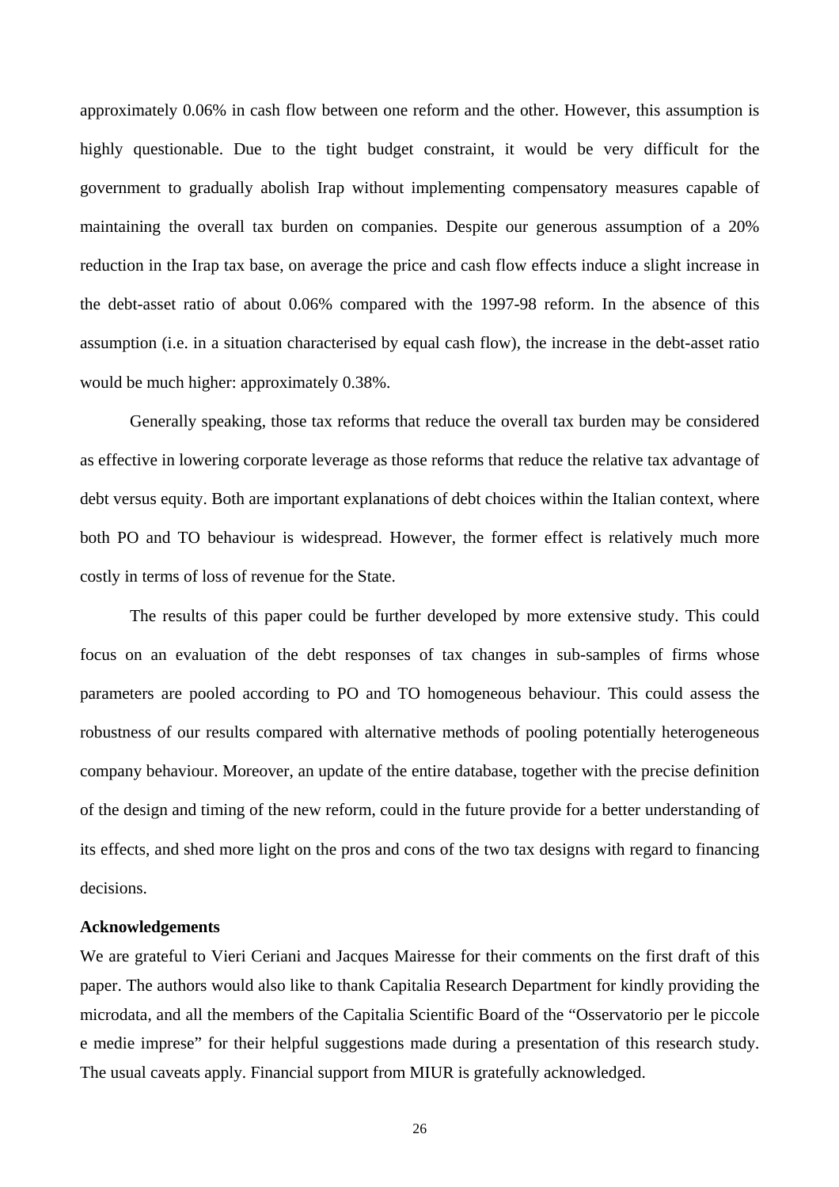approximately 0.06% in cash flow between one reform and the other. However, this assumption is highly questionable. Due to the tight budget constraint, it would be very difficult for the government to gradually abolish Irap without implementing compensatory measures capable of maintaining the overall tax burden on companies. Despite our generous assumption of a 20% reduction in the Irap tax base, on average the price and cash flow effects induce a slight increase in the debt-asset ratio of about 0.06% compared with the 1997-98 reform. In the absence of this assumption (i.e. in a situation characterised by equal cash flow), the increase in the debt-asset ratio would be much higher: approximately 0.38%.

Generally speaking, those tax reforms that reduce the overall tax burden may be considered as effective in lowering corporate leverage as those reforms that reduce the relative tax advantage of debt versus equity. Both are important explanations of debt choices within the Italian context, where both PO and TO behaviour is widespread. However, the former effect is relatively much more costly in terms of loss of revenue for the State.

The results of this paper could be further developed by more extensive study. This could focus on an evaluation of the debt responses of tax changes in sub-samples of firms whose parameters are pooled according to PO and TO homogeneous behaviour. This could assess the robustness of our results compared with alternative methods of pooling potentially heterogeneous company behaviour. Moreover, an update of the entire database, together with the precise definition of the design and timing of the new reform, could in the future provide for a better understanding of its effects, and shed more light on the pros and cons of the two tax designs with regard to financing decisions.

**Acknowledgements**

We are grateful to Vieri Ceriani and Jacques Mairesse for their comments on the first draft of this paper. The authors would also like to thank Capitalia Research Department for kindly providing the microdata, and all the members of the Capitalia Scientific Board of the "Osservatorio per le piccole e medie imprese" for their helpful suggestions made during a presentation of this research study. The usual caveats apply. Financial support from MIUR is gratefully acknowledged.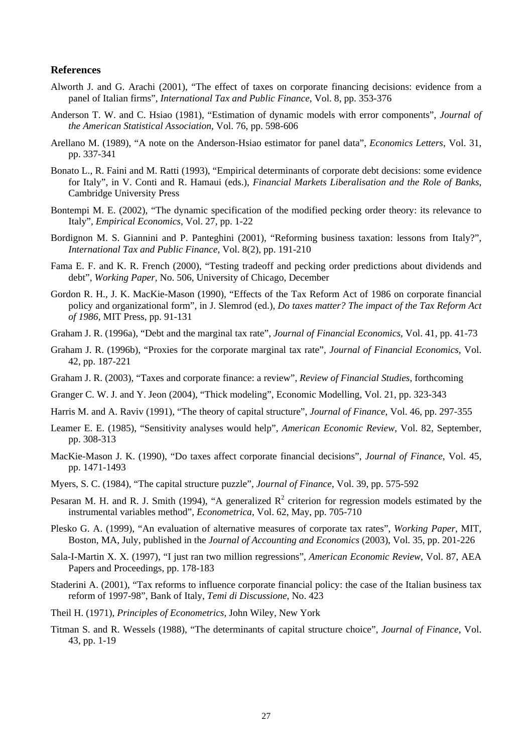## References

Alworth J. and G. Arachi (2001), "The effect of taxes on corporate financing decisions: evidence from a panel of Italian firms", *International Tax and Public Finance*, Vol. 8, pp. 353-376

Anderson T. W. and C. Hsiao (1981), "Estimation of dynamic models with error components", *Journal of the American Statistical Association*, Vol. 76, pp. 598-606

Arellano M. (1989), "A note on the Anderson-Hsiao estimator for panel data", *Economics Letters*, Vol. 31, pp. 337-341

Bonato L., R. Faini and M. Ratti (1993), "Empirical determinants of corporate debt decisions: some evidence for Italy", in V. Conti and R. Hamaui (eds.), *Financial Markets Liberalisation and the Role of Banks*, Cambridge University Press

Bontempi M. E. (2002), "The dynamic specification of the modified pecking order theory: its relevance to Italy", *Empirical Economics*, Vol. 27, pp. 1-22

Bordignon M. S. Giannini and P. Panteghini (2001), "Reforming business taxation: lessons from Italy?", *International Tax and Public Finance*, Vol. 8(2), pp. 191-210

Fama E. F. and K. R. French (2000), "Testing tradeoff and pecking order predictions about dividends and debt", *Working Paper*, No. 506, University of Chicago, December

Gordon R. H., J. K. MacKie-Mason (1990), "Effects of the Tax Reform Act of 1986 on corporate financial policy and organizational form", in J. Slemrod (ed.), *Do taxes matter? The impact of the Tax Reform Act of 1986*, MIT Press, pp. 91-131

Graham J. R. (1996a), "Debt and the marginal tax rate", *Journal of Financial Economics*, Vol. 41, pp. 41-73

Graham J. R. (1996b), "Proxies for the corporate marginal tax rate", *Journal of Financial Economics*, Vol. 42, pp. 187-221

Graham J. R. (2003), "Taxes and corporate finance: a review", *Review of Financial Studies*, forthcoming

Granger C. W. J. and Y. Jeon (2004), "Thick modeling", Economic Modelling, Vol. 21, pp. 323-343

Harris M. and A. Raviv (1991), "The theory of capital structure", *Journal of Finance*, Vol. 46, pp. 297-355

Leamer E. E. (1985), "Sensitivity analyses would help", *American Economic Review*, Vol. 82, September, pp. 308-313

MacKie-Mason J. K. (1990), "Do taxes affect corporate financial decisions", *Journal of Finance*, Vol. 45, pp. 1471-1493

Myers, S. C. (1984), "The capital structure puzzle", *Journal of Finance*, Vol. 39, pp. 575-592

Pesaran M. H. and R. J. Smith (1994), "A generalized $R^2$ criterion for regression models estimated by the instrumental variables method", *Econometrica*, Vol. 62, May, pp. 705-710

Plesko G. A. (1999), "An evaluation of alternative measures of corporate tax rates", *Working Paper*, MIT, Boston, MA, July, published in the *Journal of Accounting and Economics* (2003), Vol. 35, pp. 201-226

Sala-I-Martin X. X. (1997), "I just ran two million regressions", *American Economic Review*, Vol. 87, AEA Papers and Proceedings, pp. 178-183

Staderini A. (2001), "Tax reforms to influence corporate financial policy: the case of the Italian business tax reform of 1997-98", Bank of Italy, *Temi di Discussione*, No. 423

Theil H. (1971), *Principles of Econometrics*, John Wiley, New York

Titman S. and R. Wessels (1988), "The determinants of capital structure choice", *Journal of Finance*, Vol. 43, pp. 1-19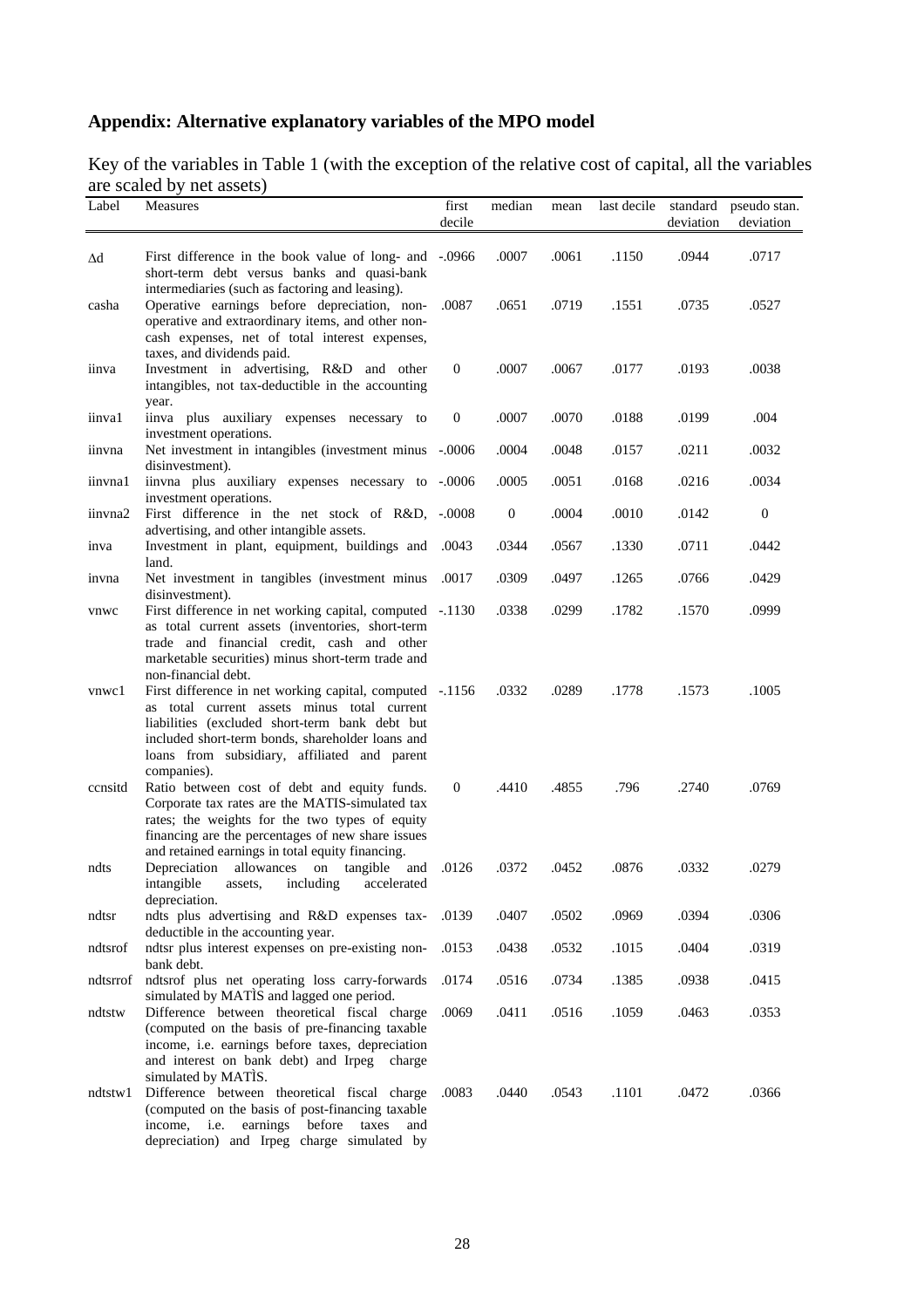## Appendix: Alternative explanatory variables of the MPO model

Key of the variables in Table 1 (with the exception of the relative cost of capital, all the variables are scaled by net assets)

| Label | Measures | first decile | median | mean | last decile | standard deviation | pseudo stan. deviation |
|---|---|---|---|---|---|---|---|
| Δd | First difference in the book value of long- and short-term debt versus banks and quasi-bank intermediaries (such as factoring and leasing). | -.0966 | .0007 | .0061 | .1150 | .0944 | .0717 |
| casha | Operative earnings before depreciation, non-operative and extraordinary items, and other non-cash expenses, net of total interest expenses, taxes, and dividends paid. | .0087 | .0651 | .0719 | .1551 | .0735 | .0527 |
| iinva | Investment in advertising, R&D and other intangibles, not tax-deductible in the accounting year. | 0 | .0007 | .0067 | .0177 | .0193 | .0038 |
| iinva1 | iinva plus auxiliary expenses necessary to investment operations. | 0 | .0007 | .0070 | .0188 | .0199 | .004 |
| iinvna | Net investment in intangibles (investment minus disinvestment). | -.0006 | .0004 | .0048 | .0157 | .0211 | .0032 |
| iinvna1 | iinvna plus auxiliary expenses necessary to investment operations. | -.0006 | .0005 | .0051 | .0168 | .0216 | .0034 |
| iinvna2 | First difference in the net stock of R&D, advertising, and other intangible assets. | -.0008 | 0 | .0004 | .0010 | .0142 | 0 |
| inva | Investment in plant, equipment, buildings and land. | .0043 | .0344 | .0567 | .1330 | .0711 | .0442 |
| invna | Net investment in tangibles (investment minus disinvestment). | .0017 | .0309 | .0497 | .1265 | .0766 | .0429 |
| vnwc | First difference in net working capital, computed as total current assets (inventories, short-term trade and financial credit, cash and other marketable securities) minus short-term trade and non-financial debt. | -.1130 | .0338 | .0299 | .1782 | .1570 | .0999 |
| vnwc1 | First difference in net working capital, computed as total current assets minus total current liabilities (excluded short-term bank debt but included short-term bonds, shareholder loans and loans from subsidiary, affiliated and parent companies). | -.1156 | .0332 | .0289 | .1778 | .1573 | .1005 |
| ccnsitd | Ratio between cost of debt and equity funds. Corporate tax rates are the MATIS-simulated tax rates; the weights for the two types of equity financing are the percentages of new share issues and retained earnings in total equity financing. | 0 | .4410 | .4855 | .796 | .2740 | .0769 |
| ndts | Depreciation allowances on tangible and intangible assets, including accelerated depreciation. | .0126 | .0372 | .0452 | .0876 | .0332 | .0279 |
| ndtsr | ndts plus advertising and R&D expenses tax-deductible in the accounting year. | .0139 | .0407 | .0502 | .0969 | .0394 | .0306 |
| ndtsrof | ndtsr plus interest expenses on pre-existing non-bank debt. | .0153 | .0438 | .0532 | .1015 | .0404 | .0319 |
| ndtsrrof | ndtsrof plus net operating loss carry-forwards simulated by MATÌS and lagged one period. | .0174 | .0516 | .0734 | .1385 | .0938 | .0415 |
| ndtstw | Difference between theoretical fiscal charge (computed on the basis of pre-financing taxable income, i.e. earnings before taxes, depreciation and interest on bank debt) and Irpeg charge simulated by MATÌS. | .0069 | .0411 | .0516 | .1059 | .0463 | .0353 |
| ndtstw1 | Difference between theoretical fiscal charge (computed on the basis of post-financing taxable income, i.e. earnings before taxes and depreciation) and Irpeg charge simulated by | .0083 | .0440 | .0543 | .1101 | .0472 | .0366 |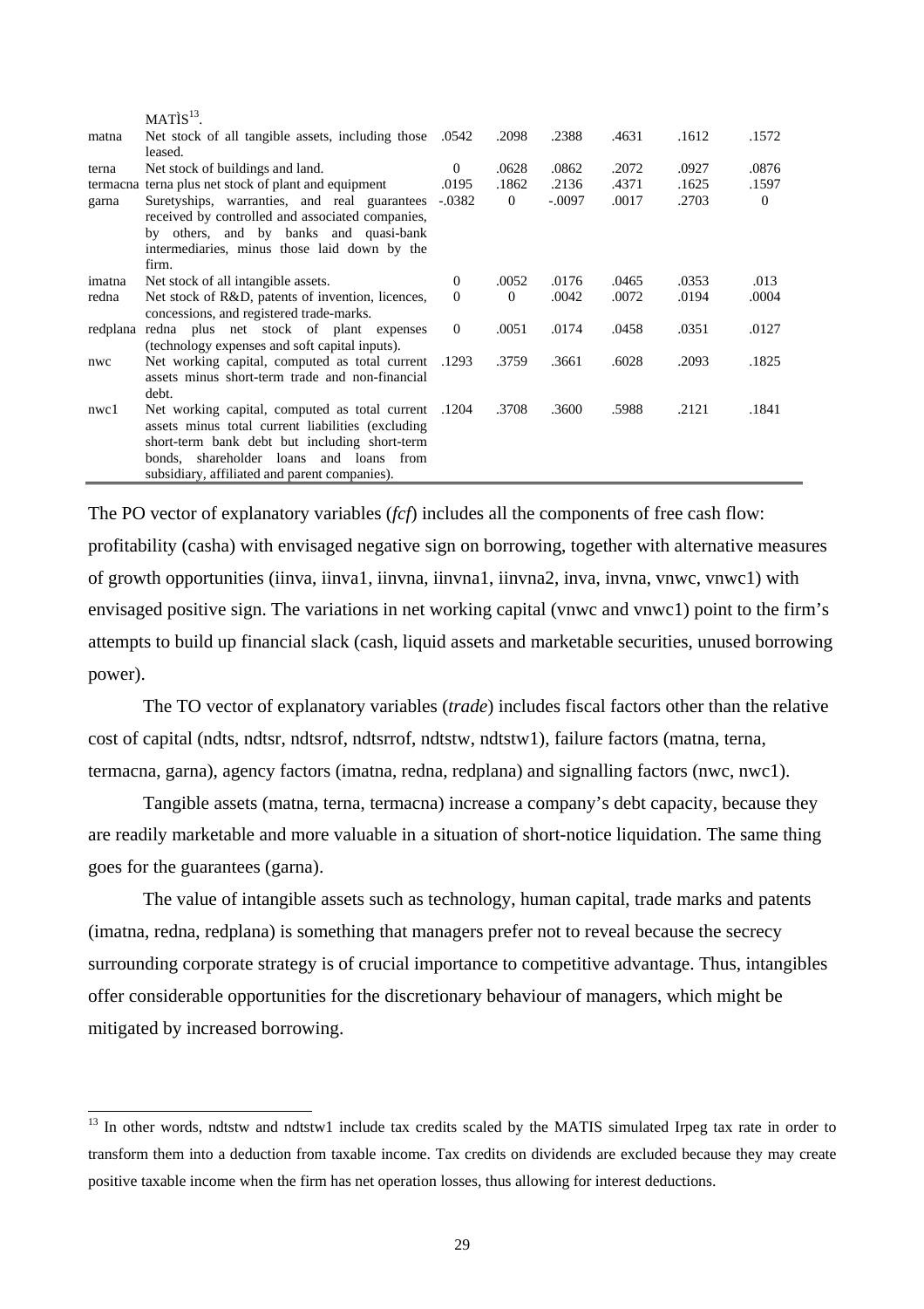| | MATIS[13]. | | | | | | |
|---|---|---|---|---|---|---|---|
| matna | Net stock of all tangible assets, including those leased. | .0542 | .2098 | .2388 | .4631 | .1612 | .1572 |
| terna | Net stock of buildings and land. | 0 | .0628 | .0862 | .2072 | .0927 | .0876 |
| termacna | terna plus net stock of plant and equipment | .0195 | .1862 | .2136 | .4371 | .1625 | .1597 |
| garna | Suretyships, warranties, and real guarantees received by controlled and associated companies, by others, and by banks and quasi-bank intermediaries, minus those laid down by the firm. | -.0382 | 0 | -.0097 | .0017 | .2703 | 0 |
| imatna | Net stock of all intangible assets. | 0 | .0052 | .0176 | .0465 | .0353 | .013 |
| redna | Net stock of R&D, patents of invention, licences, concessions, and registered trade-marks. | 0 | 0 | .0042 | .0072 | .0194 | .0004 |
| redplana | redna plus net stock of plant expenses (technology expenses and soft capital inputs). | 0 | .0051 | .0174 | .0458 | .0351 | .0127 |
| nwc | Net working capital, computed as total current assets minus short-term trade and non-financial debt. | .1293 | .3759 | .3661 | .6028 | .2093 | .1825 |
| nwc1 | Net working capital, computed as total current assets minus total current liabilities (excluding short-term bank debt but including short-term bonds, shareholder loans and loans from subsidiary, affiliated and parent companies). | .1204 | .3708 | .3600 | .5988 | .2121 | .1841 |

The PO vector of explanatory variables (*fcf*) includes all the components of free cash flow: profitability (casha) with envisaged negative sign on borrowing, together with alternative measures of growth opportunities (iinva, iinva1, iinvna, iinvna1, iinvna2, inva, invna, vnwc, vnwc1) with envisaged positive sign. The variations in net working capital (vnwc and vnwc1) point to the firm's attempts to build up financial slack (cash, liquid assets and marketable securities, unused borrowing power).

The TO vector of explanatory variables (*trade*) includes fiscal factors other than the relative cost of capital (ndts, ndtsr, ndtsrof, ndtsrrof, ndtstw, ndtstw1), failure factors (matna, terna, termacna, garna), agency factors (imatna, redna, redplana) and signalling factors (nwc, nwc1).

Tangible assets (matna, terna, termacna) increase a company's debt capacity, because they are readily marketable and more valuable in a situation of short-notice liquidation. The same thing goes for the guarantees (garna).

The value of intangible assets such as technology, human capital, trade marks and patents (imatna, redna, redplana) is something that managers prefer not to reveal because the secrecy surrounding corporate strategy is of crucial importance to competitive advantage. Thus, intangibles offer considerable opportunities for the discretionary behaviour of managers, which might be mitigated by increased borrowing.

[13] In other words, ndtstw and ndtstw1 include tax credits scaled by the MATIS simulated Irpeg tax rate in order to transform them into a deduction from taxable income. Tax credits on dividends are excluded because they may create positive taxable income when the firm has net operation losses, thus allowing for interest deductions.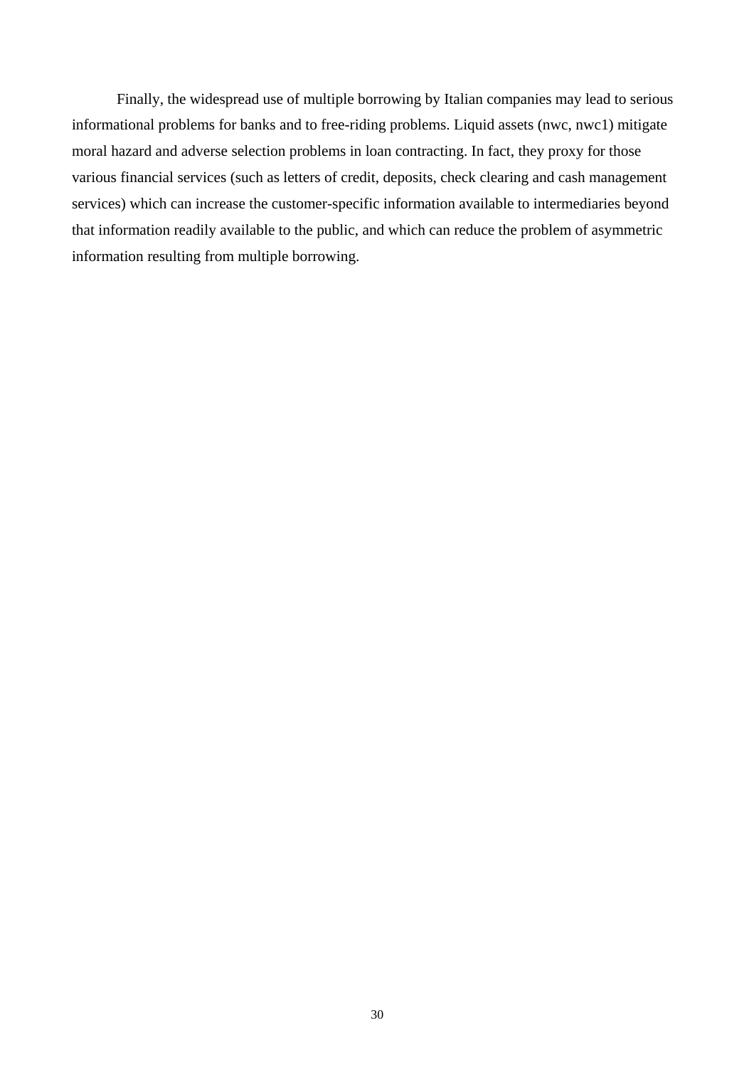Finally, the widespread use of multiple borrowing by Italian companies may lead to serious informational problems for banks and to free-riding problems. Liquid assets (nwc, nwc1) mitigate moral hazard and adverse selection problems in loan contracting. In fact, they proxy for those various financial services (such as letters of credit, deposits, check clearing and cash management services) which can increase the customer-specific information available to intermediaries beyond that information readily available to the public, and which can reduce the problem of asymmetric information resulting from multiple borrowing.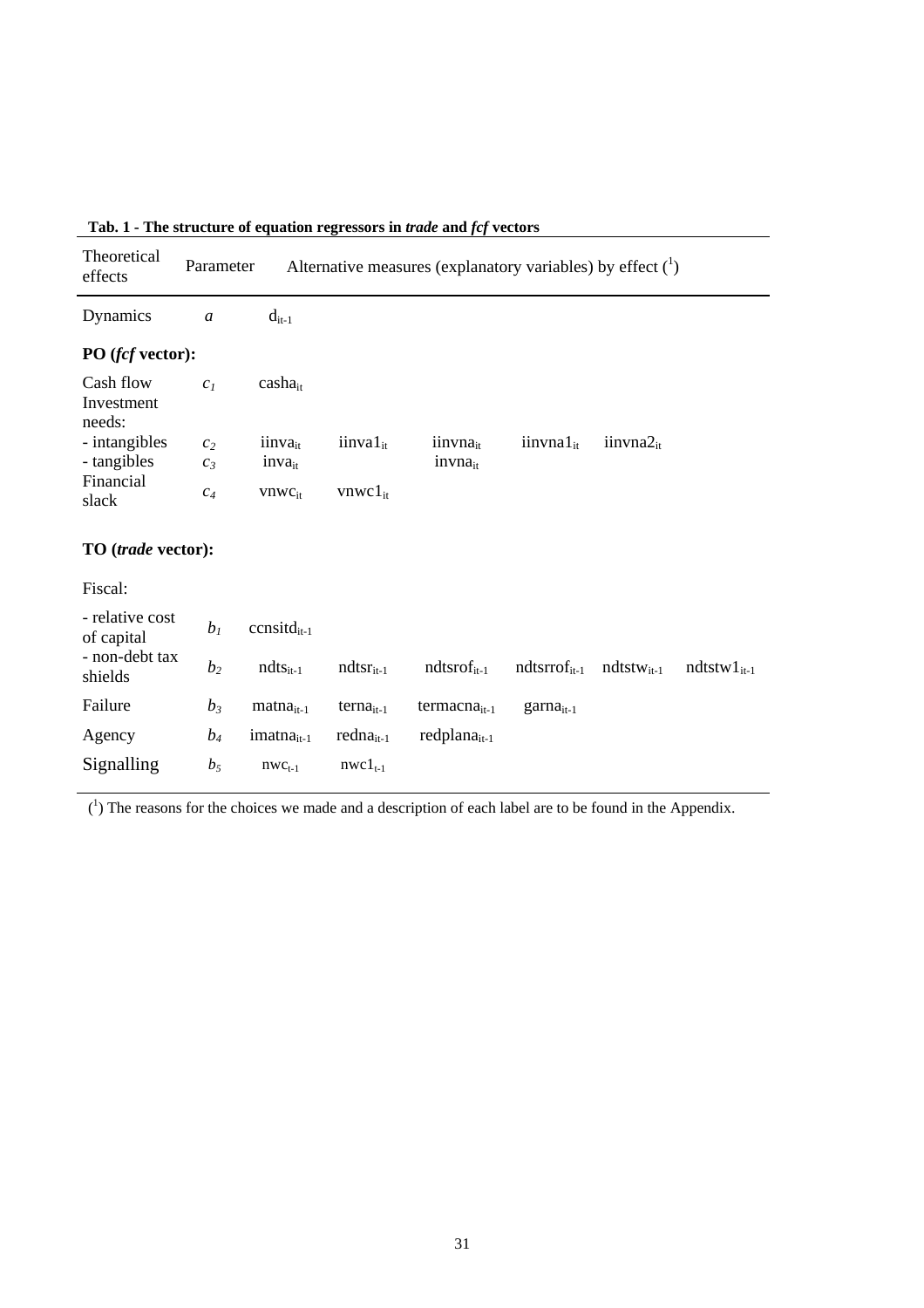**Tab. 1 - The structure of equation regressors in *trade* and *fcf* vectors**

| Theoretical effects | Parameter | Alternative measures (explanatory variables) by effect ([1]) | | | | | |
|---|---|---|---|---|---|---|---|
| Dynamics | $a$ | $d_{it-1}$ | | | | | |
| **PO (*fcf* vector):** | | | | | | | |
| Cash flow | $c_1$ | $casha_{it}$ | | | | | |
| Investment needs: | | | | | | | |
| - intangibles | $c_2$ | $iinva_{it}$ | $iinva1_{it}$ | $iinvna_{it}$ | $iinvna1_{it}$ | $iinvna2_{it}$ | |
| - tangibles | $c_3$ | $inva_{it}$ | | $invna_{it}$ | | | |
| Financial slack | $c_4$ | $vnwc_{it}$ | $vnwc1_{it}$ | | | | |
| **TO (*trade* vector):** | | | | | | | |
| Fiscal: | | | | | | | |
| - relative cost of capital | $b_1$ | $ccnsitd_{it-1}$ | | | | | |
| - non-debt tax shields | $b_2$ | $ndts_{it-1}$ | $ndtsr_{it-1}$ | $ndtsrof_{it-1}$ | $ndtsrrof_{it-1}$ | $ndtstw_{it-1}$ | $ndtstw1_{it-1}$ |
| Failure | $b_3$ | $matna_{it-1}$ | $terna_{it-1}$ | $termacna_{it-1}$ | $garna_{it-1}$ | | |
| Agency | $b_4$ | $imatna_{it-1}$ | $redna_{it-1}$ | $redplana_{it-1}$ | | | |
| Signalling | $b_5$ | $nwc_{t-1}$ | $nwc1_{t-1}$ | | | | |

([1]) The reasons for the choices we made and a description of each label are to be found in the Appendix.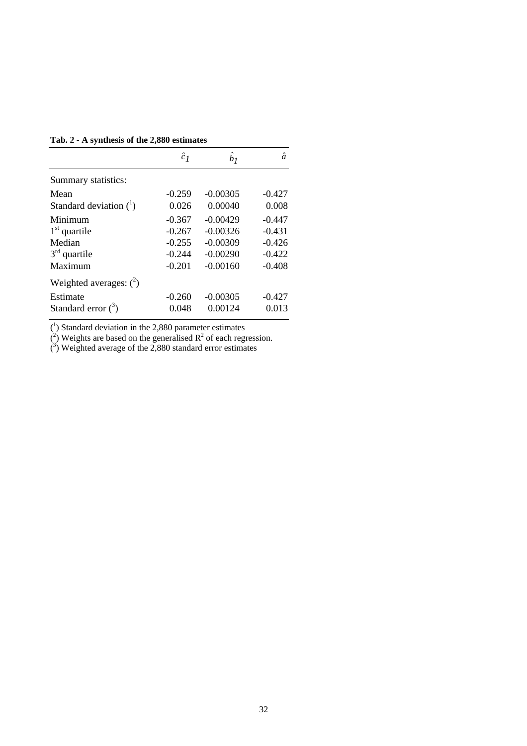**Tab. 2 - A synthesis of the 2,880 estimates**

| | $\hat{c}_1$ | $\hat{b}_1$ | $\hat{a}$ |
|---|---|---|---|
| Summary statistics: | | | |
| Mean | -0.259 | -0.00305 | -0.427 |
| Standard deviation ([1]) | 0.026 | 0.00040 | 0.008 |
| Minimum | -0.367 | -0.00429 | -0.447 |
| $1^{st}$ quartile | -0.267 | -0.00326 | -0.431 |
| Median | -0.255 | -0.00309 | -0.426 |
| $3^{rd}$ quartile | -0.244 | -0.00290 | -0.422 |
| Maximum | -0.201 | -0.00160 | -0.408 |
| Weighted averages: ([2]) | | | |
| Estimate | -0.260 | -0.00305 | -0.427 |
| Standard error ([3]) | 0.048 | 0.00124 | 0.013 |

([1]) Standard deviation in the 2,880 parameter estimates
([2]) Weights are based on the generalised $R^2$ of each regression.
([3]) Weighted average of the 2,880 standard error estimates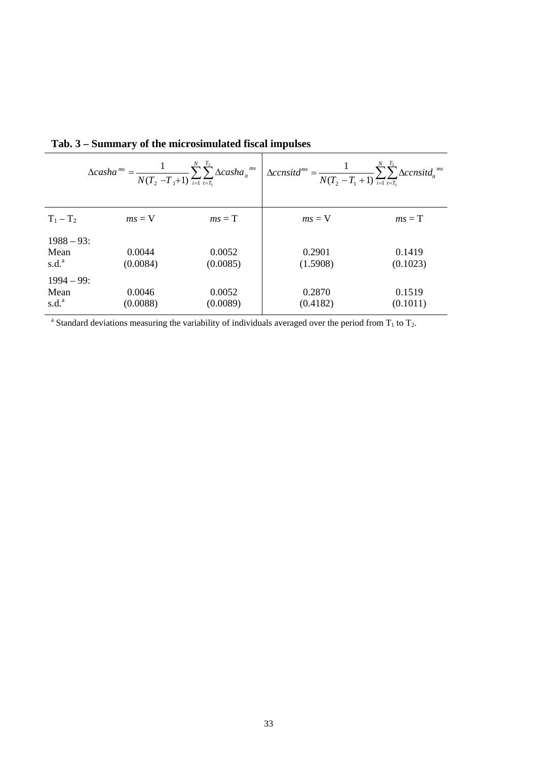**Tab. 3 – Summary of the microsimulated fiscal impulses**

| | $\Delta casha^{ms} = \frac{1}{N(T_2 - T_1 + 1)} \sum_{i=1}^{N} \sum_{t=T_1}^{T_2} \Delta casha_{it}^{ms}$ | | $\Delta ccnsitd^{ms} = \frac{1}{N(T_2 - T_1 + 1)} \sum_{i=1}^{N} \sum_{t=T_1}^{T_2} \Delta ccnsitd_{it}^{ms}$ | |
|---|---|---|---|---|
| $T_1 - T_2$ | *ms* = V | *ms* = T | *ms* = V | *ms* = T |
| 1988 – 93: | | | | |
| Mean | 0.0044 | 0.0052 | 0.2901 | 0.1419 |
| s.d.[a] | (0.0084) | (0.0085) | (1.5908) | (0.1023) |
| 1994 – 99: | | | | |
| Mean | 0.0046 | 0.0052 | 0.2870 | 0.1519 |
| s.d.[a] | (0.0088) | (0.0089) | (0.4182) | (0.1011) |

[a] Standard deviations measuring the variability of individuals averaged over the period from $T_1$ to $T_2$.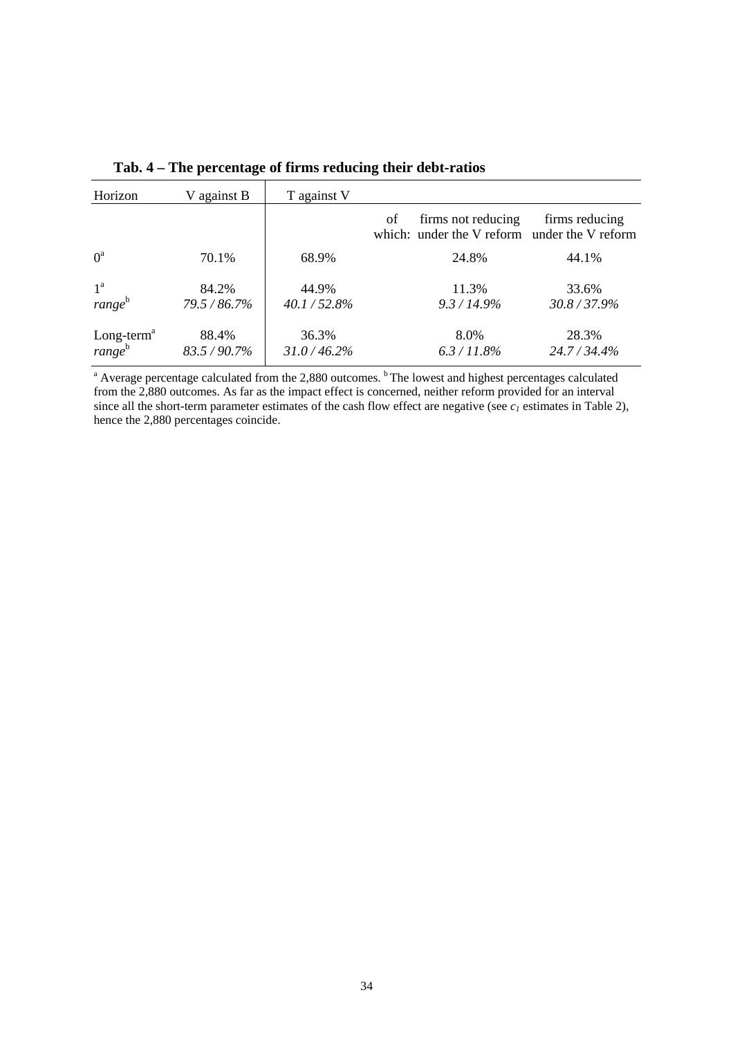**Tab. 4 – The percentage of firms reducing their debt-ratios**

| Horizon | V against B | T against V | of which: firms not reducing under the V reform | firms reducing under the V reform |
|---|---|---|---|---|
| 0[a] | 70.1% | 68.9% | 24.8% | 44.1% |
| 1[a] | 84.2% | 44.9% | 11.3% | 33.6% |
| *range*[b] | *79.5 / 86.7%* | *40.1 / 52.8%* | *9.3 / 14.9%* | *30.8 / 37.9%* |
| Long-term[a] | 88.4% | 36.3% | 8.0% | 28.3% |
| *range*[b] | *83.5 / 90.7%* | *31.0 / 46.2%* | *6.3 / 11.8%* | *24.7 / 34.4%* |

[a] Average percentage calculated from the 2,880 outcomes. [b] The lowest and highest percentages calculated from the 2,880 outcomes. As far as the impact effect is concerned, neither reform provided for an interval since all the short-term parameter estimates of the cash flow effect are negative (see $c_1$ estimates in Table 2), hence the 2,880 percentages coincide.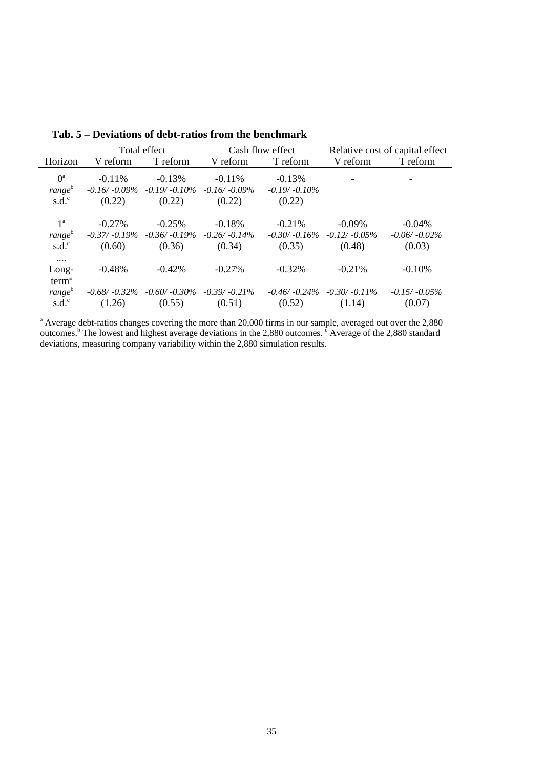**Tab. 5 – Deviations of debt-ratios from the benchmark**

| Horizon | Total effect | | Cash flow effect | | Relative cost of capital effect | |
|---|---|---|---|---|---|---|
| | V reform | T reform | V reform | T reform | V reform | T reform |
| 0[a] | -0.11% | -0.13% | -0.11% | -0.13% | - | - |
| *range*[b] | *-0.16/ -0.09%* | *-0.19/ -0.10%* | *-0.16/ -0.09%* | *-0.19/ -0.10%* | | |
| s.d.[c] | (0.22) | (0.22) | (0.22) | (0.22) | | |
| 1[a] | -0.27% | -0.25% | -0.18% | -0.21% | -0.09% | -0.04% |
| *range*[b] | *-0.37/ -0.19%* | *-0.36/ -0.19%* | *-0.26/ -0.14%* | *-0.30/ -0.16%* | *-0.12/ -0.05%* | *-0.06/ -0.02%* |
| s.d.[c] | (0.60) | (0.36) | (0.34) | (0.35) | (0.48) | (0.03) |
| .... | | | | | | |
| Long-term[a] | -0.48% | -0.42% | -0.27% | -0.32% | -0.21% | -0.10% |
| *range*[b] | *-0.68/ -0.32%* | *-0.60/ -0.30%* | *-0.39/ -0.21%* | *-0.46/ -0.24%* | *-0.30/ -0.11%* | *-0.15/ -0.05%* |
| s.d.[c] | (1.26) | (0.55) | (0.51) | (0.52) | (1.14) | (0.07) |

[a] Average debt-ratios changes covering the more than 20,000 firms in our sample, averaged out over the 2,880 outcomes.[b] The lowest and highest average deviations in the 2,880 outcomes. [c] Average of the 2,880 standard deviations, measuring company variability within the 2,880 simulation results.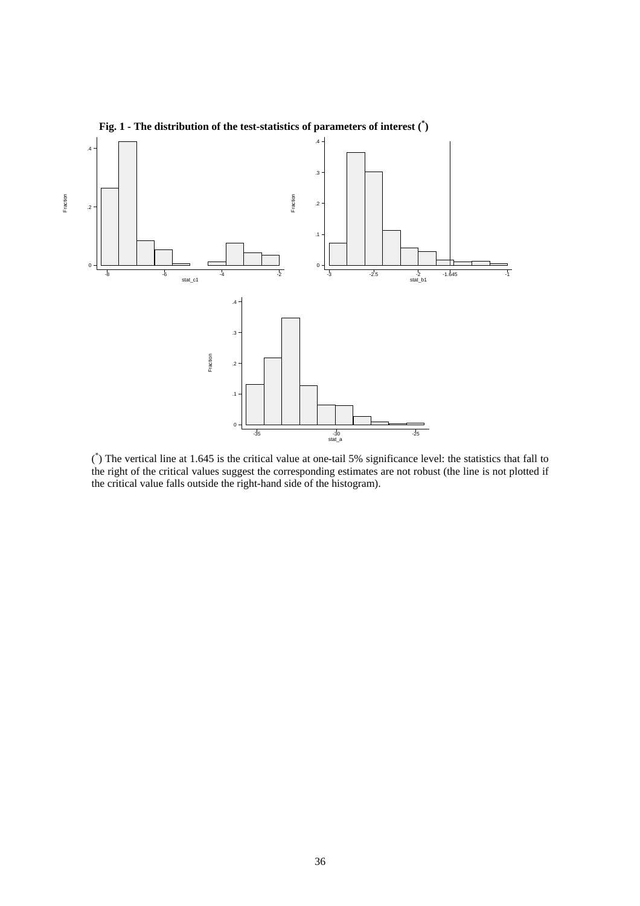**Fig. 1 - The distribution of the test-statistics of parameters of interest (*)**

(*) The vertical line at 1.645 is the critical value at one-tail 5% significance level: the statistics that fall to the right of the critical values suggest the corresponding estimates are not robust (the line is not plotted if the critical value falls outside the right-hand side of the histogram).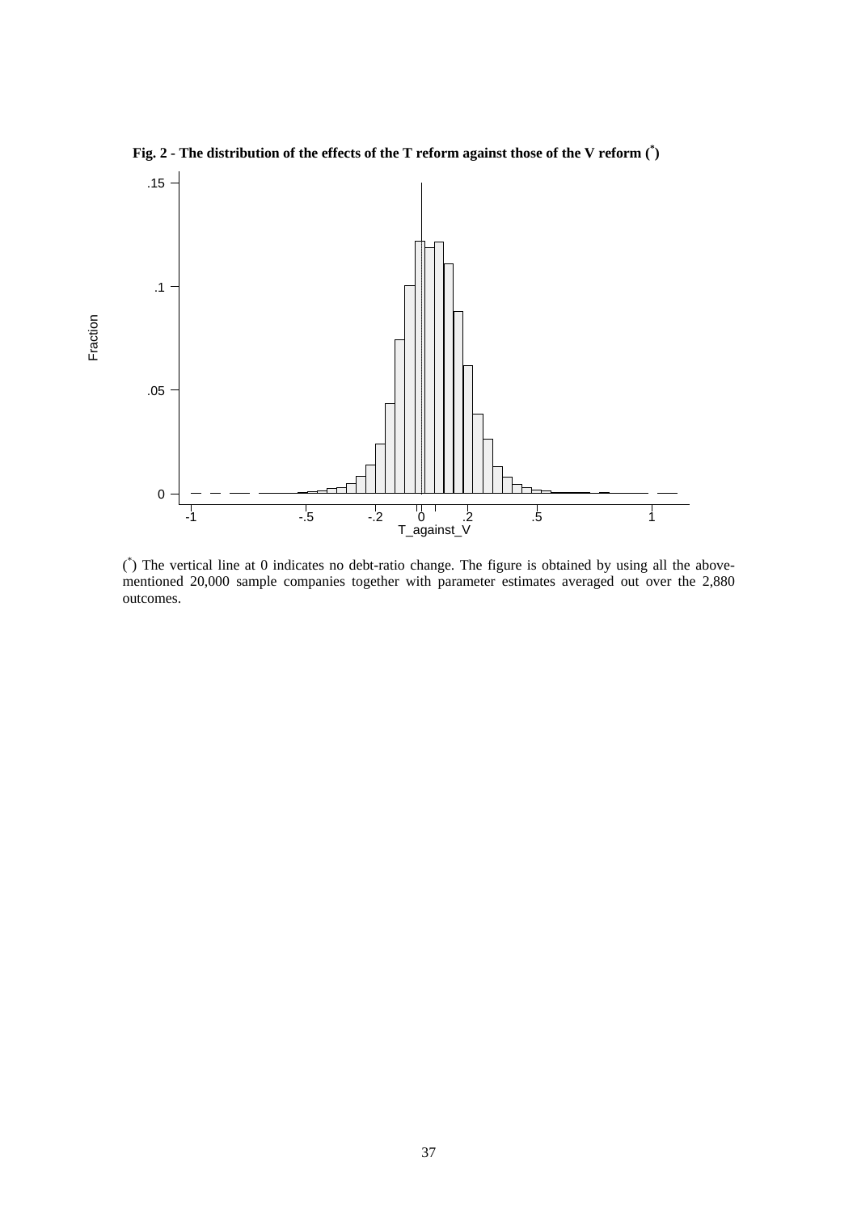**Fig. 2 - The distribution of the effects of the T reform against those of the V reform (*)**

.15

.1

.05

0

Fraction

-1

-.5

-.2

0

.2

.5

1

T_against_V

(*) The vertical line at 0 indicates no debt-ratio change. The figure is obtained by using all the above-mentioned 20,000 sample companies together with parameter estimates averaged out over the 2,880 outcomes.